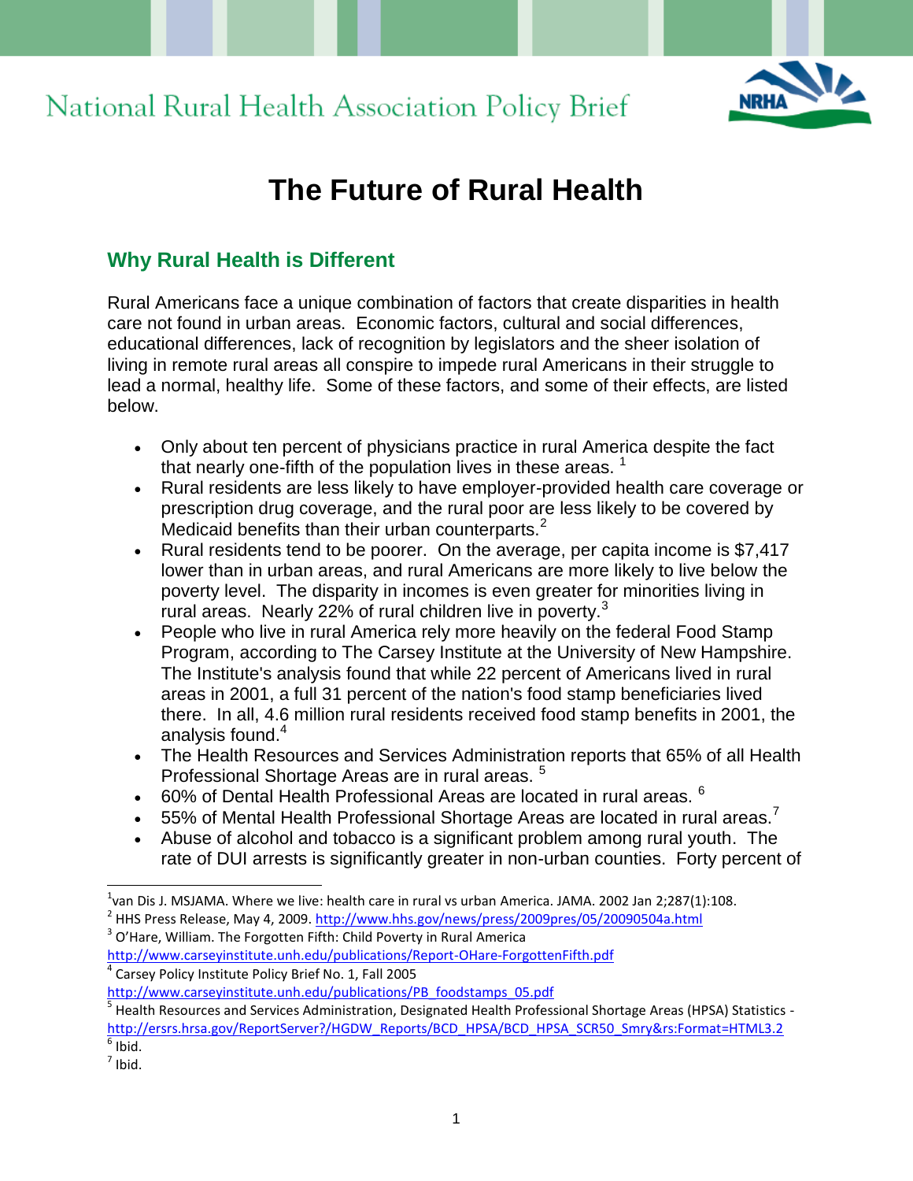National Rural Health Association Policy Brief

# The Future of Rural Health

## Why Rural Health is Different

Rural Americans face a unique combination of factors that create disparities in health care not found in urban areas. Economic factors, cultural and social differences, educational differences, lack of recognition by legislators and the sheer isolation of living in remote rural areas all conspire to impede rural Americans in their struggle to lead a normal, healthy life. Some of these factors, and some of their effects, are listed below.

- Only about ten percent of physicians practice in rural America despite the fact that nearly one-fifth of the population lives in these areas. [1]
- Rural residents are less likely to have employer-provided health care coverage or prescription drug coverage, and the rural poor are less likely to be covered by Medicaid benefits than their urban counterparts.[2]
- Rural residents tend to be poorer. On the average, per capita income is $7,417 lower than in urban areas, and rural Americans are more likely to live below the poverty level. The disparity in incomes is even greater for minorities living in rural areas. Nearly 22% of rural children live in poverty.[3]
- People who live in rural America rely more heavily on the federal Food Stamp Program, according to The Carsey Institute at the University of New Hampshire. The Institute's analysis found that while 22 percent of Americans lived in rural areas in 2001, a full 31 percent of the nation's food stamp beneficiaries lived there. In all, 4.6 million rural residents received food stamp benefits in 2001, the analysis found.[4]
- The Health Resources and Services Administration reports that 65% of all Health Professional Shortage Areas are in rural areas. [5]
- 60% of Dental Health Professional Areas are located in rural areas. [6]
- 55% of Mental Health Professional Shortage Areas are located in rural areas.[7]
- Abuse of alcohol and tobacco is a significant problem among rural youth. The rate of DUI arrests is significantly greater in non-urban counties. Forty percent of

---

[1] van Dis J. MSJAMA. Where we live: health care in rural vs urban America. JAMA. 2002 Jan 2;287(1):108.
[2] HHS Press Release, May 4, 2009. http://www.hhs.gov/news/press/2009pres/05/20090504a.html
[3] O'Hare, William. The Forgotten Fifth: Child Poverty in Rural America http://www.carseyinstitute.unh.edu/publications/Report-OHare-ForgottenFifth.pdf
[4] Carsey Policy Institute Policy Brief No. 1, Fall 2005 http://www.carseyinstitute.unh.edu/publications/PB_foodstamps_05.pdf
[5] Health Resources and Services Administration, Designated Health Professional Shortage Areas (HPSA) Statistics - http://ersrs.hrsa.gov/ReportServer?/HGDW_Reports/BCD_HPSA/BCD_HPSA_SCR50_Smry&rs:Format=HTML3.2
[6] Ibid.
[7] Ibid.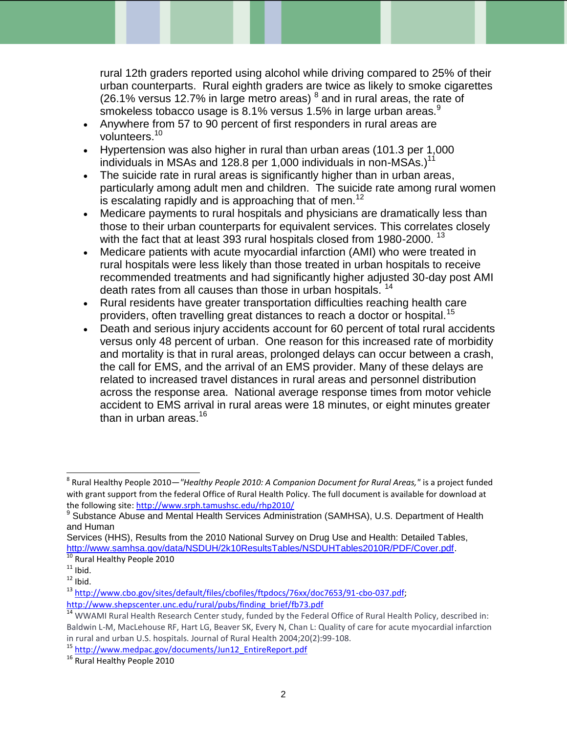rural 12th graders reported using alcohol while driving compared to 25% of their urban counterparts. Rural eighth graders are twice as likely to smoke cigarettes (26.1% versus 12.7% in large metro areas) [8] and in rural areas, the rate of smokeless tobacco usage is 8.1% versus 1.5% in large urban areas.[9]

- Anywhere from 57 to 90 percent of first responders in rural areas are volunteers.[10]
- Hypertension was also higher in rural than urban areas (101.3 per 1,000 individuals in MSAs and 128.8 per 1,000 individuals in non-MSAs.)[11]
- The suicide rate in rural areas is significantly higher than in urban areas, particularly among adult men and children. The suicide rate among rural women is escalating rapidly and is approaching that of men.[12]
- Medicare payments to rural hospitals and physicians are dramatically less than those to their urban counterparts for equivalent services. This correlates closely with the fact that at least 393 rural hospitals closed from 1980-2000. [13]
- Medicare patients with acute myocardial infarction (AMI) who were treated in rural hospitals were less likely than those treated in urban hospitals to receive recommended treatments and had significantly higher adjusted 30-day post AMI death rates from all causes than those in urban hospitals. [14]
- Rural residents have greater transportation difficulties reaching health care providers, often travelling great distances to reach a doctor or hospital.[15]
- Death and serious injury accidents account for 60 percent of total rural accidents versus only 48 percent of urban. One reason for this increased rate of morbidity and mortality is that in rural areas, prolonged delays can occur between a crash, the call for EMS, and the arrival of an EMS provider. Many of these delays are related to increased travel distances in rural areas and personnel distribution across the response area. National average response times from motor vehicle accident to EMS arrival in rural areas were 18 minutes, or eight minutes greater than in urban areas.[16]

---

[8] Rural Healthy People 2010—*"Healthy People 2010: A Companion Document for Rural Areas,"* is a project funded with grant support from the federal Office of Rural Health Policy. The full document is available for download at the following site: http://www.srph.tamushsc.edu/rhp2010/

[9] Substance Abuse and Mental Health Services Administration (SAMHSA), U.S. Department of Health and Human Services (HHS), Results from the 2010 National Survey on Drug Use and Health: Detailed Tables, http://www.samhsa.gov/data/NSDUH/2k10ResultsTables/NSDUHTables2010R/PDF/Cover.pdf.

[10] Rural Healthy People 2010

[11] Ibid.

[12] Ibid.

[13] http://www.cbo.gov/sites/default/files/cbofiles/ftpdocs/76xx/doc7653/91-cbo-037.pdf; http://www.shepscenter.unc.edu/rural/pubs/finding_brief/fb73.pdf

[14] WWAMI Rural Health Research Center study, funded by the Federal Office of Rural Health Policy, described in: Baldwin L-M, MacLehouse RF, Hart LG, Beaver SK, Every N, Chan L: Quality of care for acute myocardial infarction in rural and urban U.S. hospitals. Journal of Rural Health 2004;20(2):99-108.

[15] http://www.medpac.gov/documents/Jun12_EntireReport.pdf

[16] Rural Healthy People 2010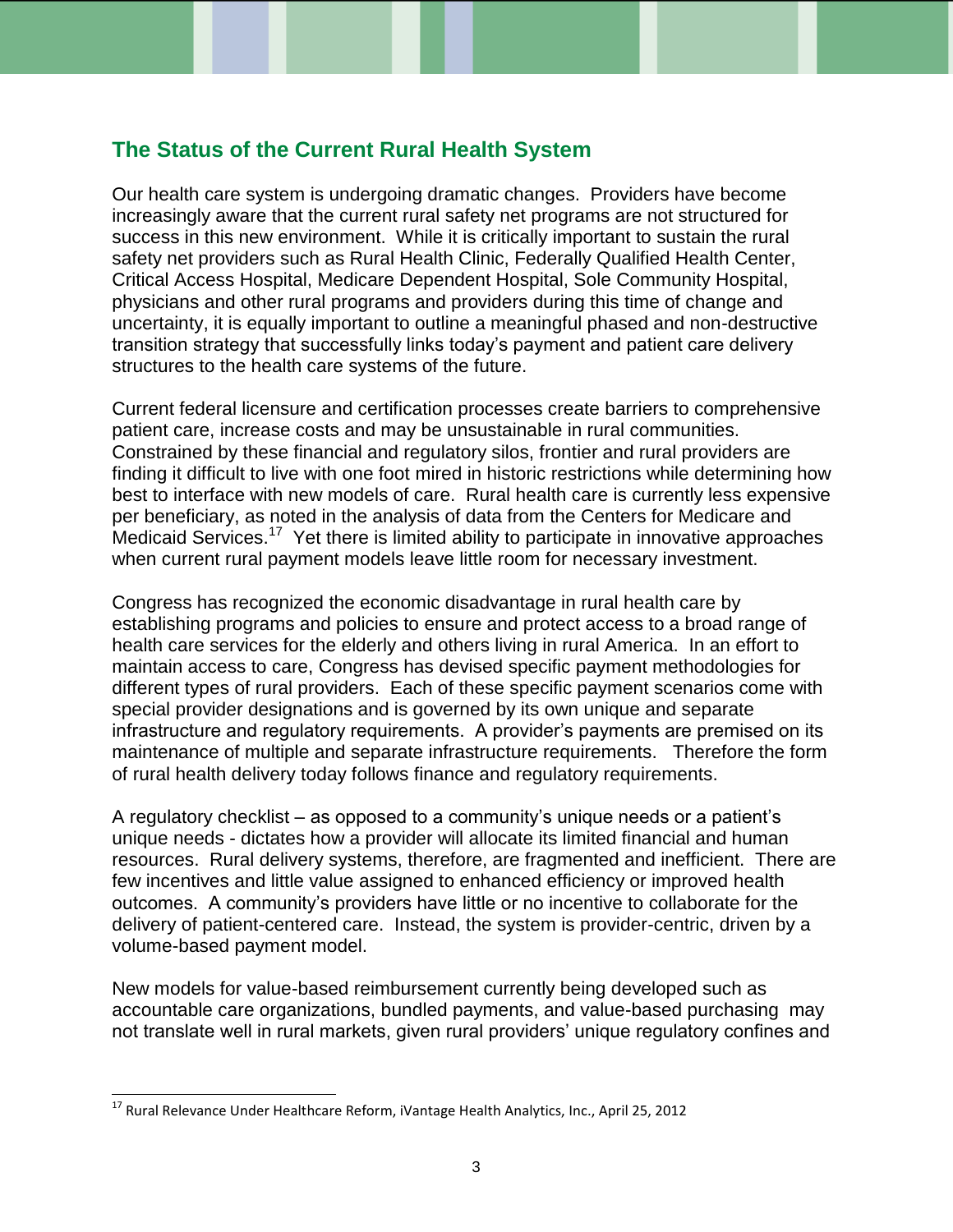## The Status of the Current Rural Health System

Our health care system is undergoing dramatic changes. Providers have become increasingly aware that the current rural safety net programs are not structured for success in this new environment. While it is critically important to sustain the rural safety net providers such as Rural Health Clinic, Federally Qualified Health Center, Critical Access Hospital, Medicare Dependent Hospital, Sole Community Hospital, physicians and other rural programs and providers during this time of change and uncertainty, it is equally important to outline a meaningful phased and non-destructive transition strategy that successfully links today's payment and patient care delivery structures to the health care systems of the future.

Current federal licensure and certification processes create barriers to comprehensive patient care, increase costs and may be unsustainable in rural communities. Constrained by these financial and regulatory silos, frontier and rural providers are finding it difficult to live with one foot mired in historic restrictions while determining how best to interface with new models of care. Rural health care is currently less expensive per beneficiary, as noted in the analysis of data from the Centers for Medicare and Medicaid Services.[17] Yet there is limited ability to participate in innovative approaches when current rural payment models leave little room for necessary investment.

Congress has recognized the economic disadvantage in rural health care by establishing programs and policies to ensure and protect access to a broad range of health care services for the elderly and others living in rural America. In an effort to maintain access to care, Congress has devised specific payment methodologies for different types of rural providers. Each of these specific payment scenarios come with special provider designations and is governed by its own unique and separate infrastructure and regulatory requirements. A provider's payments are premised on its maintenance of multiple and separate infrastructure requirements. Therefore the form of rural health delivery today follows finance and regulatory requirements.

A regulatory checklist – as opposed to a community's unique needs or a patient's unique needs - dictates how a provider will allocate its limited financial and human resources. Rural delivery systems, therefore, are fragmented and inefficient. There are few incentives and little value assigned to enhanced efficiency or improved health outcomes. A community's providers have little or no incentive to collaborate for the delivery of patient-centered care. Instead, the system is provider-centric, driven by a volume-based payment model.

New models for value-based reimbursement currently being developed such as accountable care organizations, bundled payments, and value-based purchasing may not translate well in rural markets, given rural providers' unique regulatory confines and

---

[17] Rural Relevance Under Healthcare Reform, iVantage Health Analytics, Inc., April 25, 2012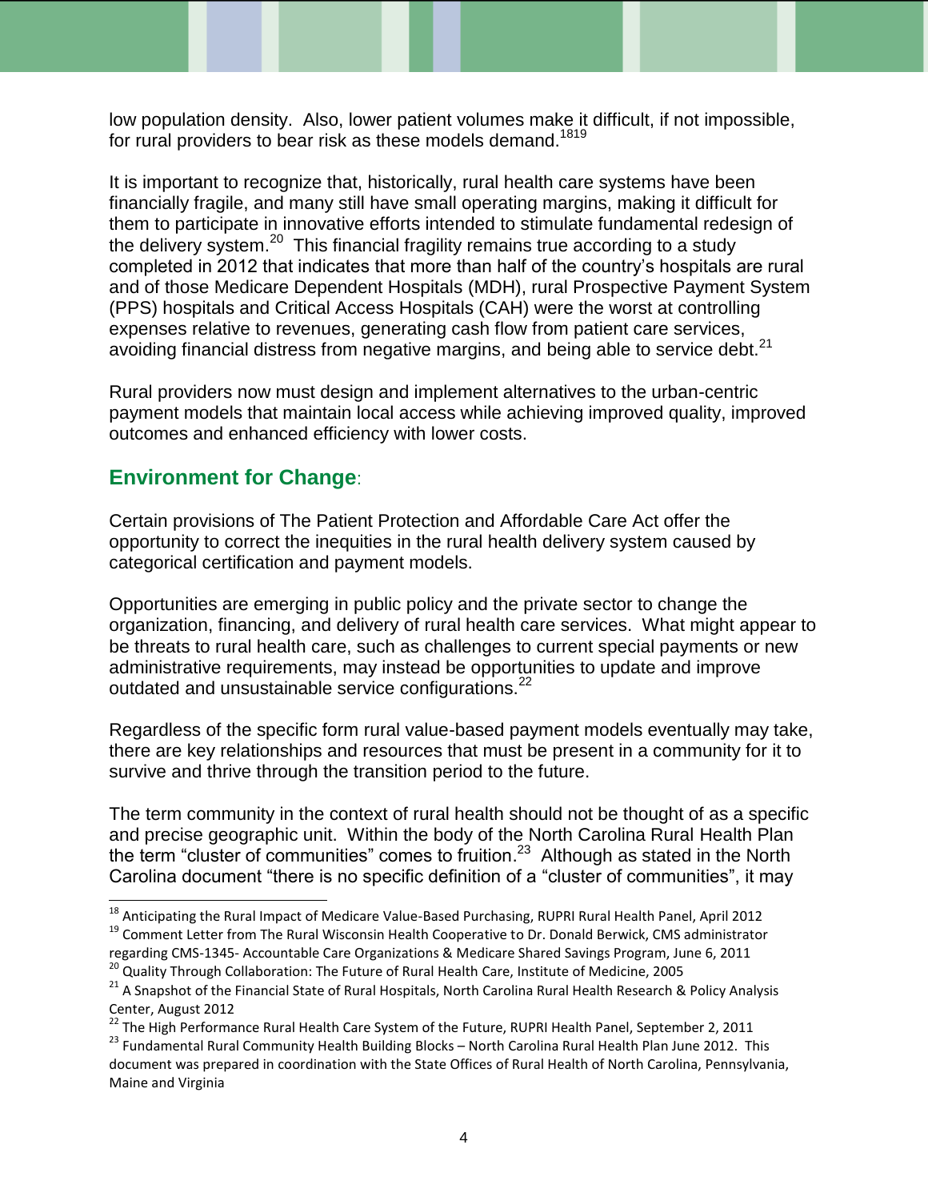low population density. Also, lower patient volumes make it difficult, if not impossible, for rural providers to bear risk as these models demand.[18][19]

It is important to recognize that, historically, rural health care systems have been financially fragile, and many still have small operating margins, making it difficult for them to participate in innovative efforts intended to stimulate fundamental redesign of the delivery system.[20] This financial fragility remains true according to a study completed in 2012 that indicates that more than half of the country's hospitals are rural and of those Medicare Dependent Hospitals (MDH), rural Prospective Payment System (PPS) hospitals and Critical Access Hospitals (CAH) were the worst at controlling expenses relative to revenues, generating cash flow from patient care services, avoiding financial distress from negative margins, and being able to service debt.[21]

Rural providers now must design and implement alternatives to the urban-centric payment models that maintain local access while achieving improved quality, improved outcomes and enhanced efficiency with lower costs.

## Environment for Change:

Certain provisions of The Patient Protection and Affordable Care Act offer the opportunity to correct the inequities in the rural health delivery system caused by categorical certification and payment models.

Opportunities are emerging in public policy and the private sector to change the organization, financing, and delivery of rural health care services. What might appear to be threats to rural health care, such as challenges to current special payments or new administrative requirements, may instead be opportunities to update and improve outdated and unsustainable service configurations.[22]

Regardless of the specific form rural value-based payment models eventually may take, there are key relationships and resources that must be present in a community for it to survive and thrive through the transition period to the future.

The term community in the context of rural health should not be thought of as a specific and precise geographic unit. Within the body of the North Carolina Rural Health Plan the term "cluster of communities" comes to fruition.[23] Although as stated in the North Carolina document "there is no specific definition of a "cluster of communities", it may

---

[18] Anticipating the Rural Impact of Medicare Value-Based Purchasing, RUPRI Rural Health Panel, April 2012

[19] Comment Letter from The Rural Wisconsin Health Cooperative to Dr. Donald Berwick, CMS administrator regarding CMS-1345- Accountable Care Organizations & Medicare Shared Savings Program, June 6, 2011

[20] Quality Through Collaboration: The Future of Rural Health Care, Institute of Medicine, 2005

[21] A Snapshot of the Financial State of Rural Hospitals, North Carolina Rural Health Research & Policy Analysis Center, August 2012

[22] The High Performance Rural Health Care System of the Future, RUPRI Health Panel, September 2, 2011

[23] Fundamental Rural Community Health Building Blocks – North Carolina Rural Health Plan June 2012. This document was prepared in coordination with the State Offices of Rural Health of North Carolina, Pennsylvania, Maine and Virginia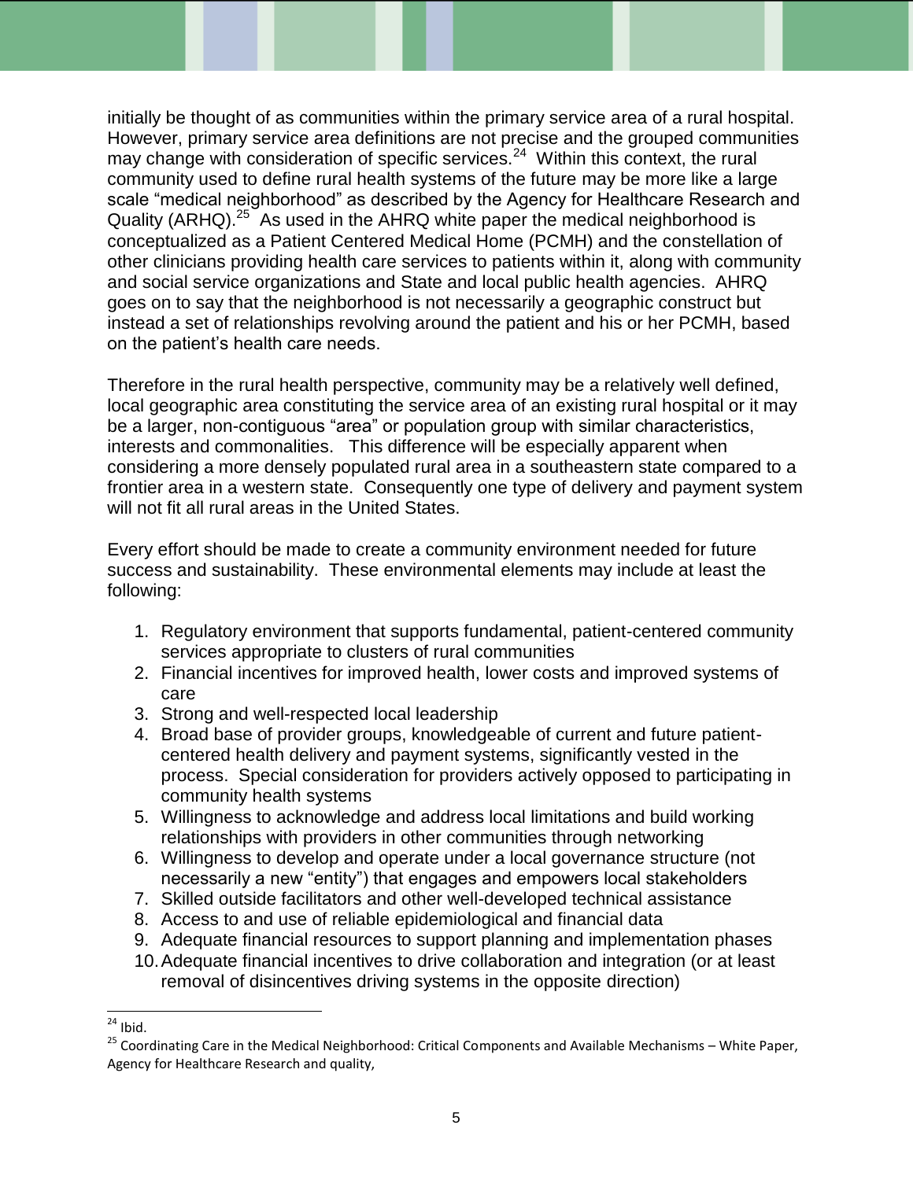initially be thought of as communities within the primary service area of a rural hospital. However, primary service area definitions are not precise and the grouped communities may change with consideration of specific services.[24] Within this context, the rural community used to define rural health systems of the future may be more like a large scale "medical neighborhood" as described by the Agency for Healthcare Research and Quality (ARHQ).[25] As used in the AHRQ white paper the medical neighborhood is conceptualized as a Patient Centered Medical Home (PCMH) and the constellation of other clinicians providing health care services to patients within it, along with community and social service organizations and State and local public health agencies. AHRQ goes on to say that the neighborhood is not necessarily a geographic construct but instead a set of relationships revolving around the patient and his or her PCMH, based on the patient's health care needs.

Therefore in the rural health perspective, community may be a relatively well defined, local geographic area constituting the service area of an existing rural hospital or it may be a larger, non-contiguous "area" or population group with similar characteristics, interests and commonalities. This difference will be especially apparent when considering a more densely populated rural area in a southeastern state compared to a frontier area in a western state. Consequently one type of delivery and payment system will not fit all rural areas in the United States.

Every effort should be made to create a community environment needed for future success and sustainability. These environmental elements may include at least the following:

1. Regulatory environment that supports fundamental, patient-centered community services appropriate to clusters of rural communities
2. Financial incentives for improved health, lower costs and improved systems of care
3. Strong and well-respected local leadership
4. Broad base of provider groups, knowledgeable of current and future patient-centered health delivery and payment systems, significantly vested in the process. Special consideration for providers actively opposed to participating in community health systems
5. Willingness to acknowledge and address local limitations and build working relationships with providers in other communities through networking
6. Willingness to develop and operate under a local governance structure (not necessarily a new "entity") that engages and empowers local stakeholders
7. Skilled outside facilitators and other well-developed technical assistance
8. Access to and use of reliable epidemiological and financial data
9. Adequate financial resources to support planning and implementation phases
10. Adequate financial incentives to drive collaboration and integration (or at least removal of disincentives driving systems in the opposite direction)

---

[24] Ibid.

[25] Coordinating Care in the Medical Neighborhood: Critical Components and Available Mechanisms – White Paper, Agency for Healthcare Research and quality,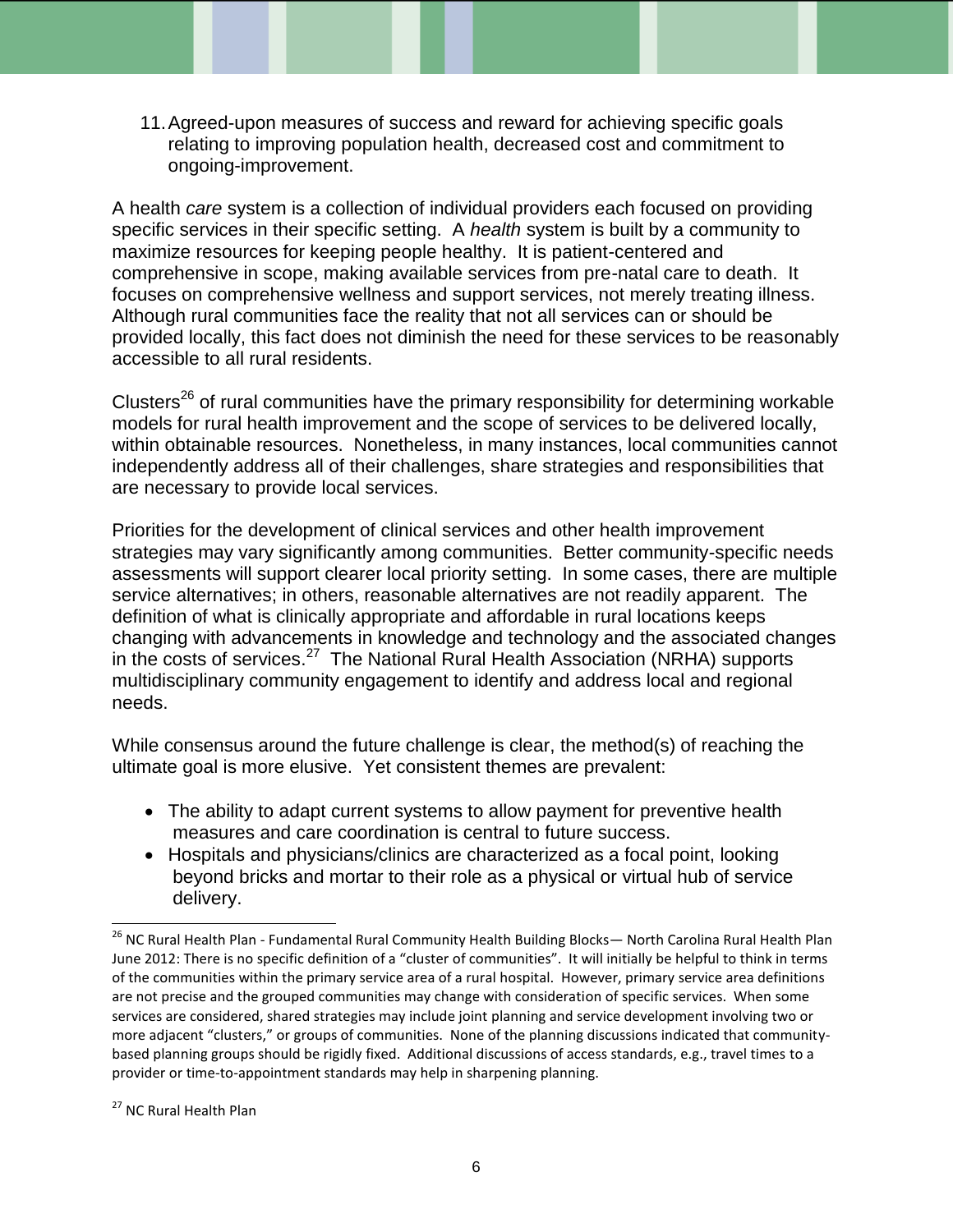11. Agreed-upon measures of success and reward for achieving specific goals relating to improving population health, decreased cost and commitment to ongoing-improvement.

A health *care* system is a collection of individual providers each focused on providing specific services in their specific setting. A *health* system is built by a community to maximize resources for keeping people healthy. It is patient-centered and comprehensive in scope, making available services from pre-natal care to death. It focuses on comprehensive wellness and support services, not merely treating illness. Although rural communities face the reality that not all services can or should be provided locally, this fact does not diminish the need for these services to be reasonably accessible to all rural residents.

Clusters[26] of rural communities have the primary responsibility for determining workable models for rural health improvement and the scope of services to be delivered locally, within obtainable resources. Nonetheless, in many instances, local communities cannot independently address all of their challenges, share strategies and responsibilities that are necessary to provide local services.

Priorities for the development of clinical services and other health improvement strategies may vary significantly among communities. Better community-specific needs assessments will support clearer local priority setting. In some cases, there are multiple service alternatives; in others, reasonable alternatives are not readily apparent. The definition of what is clinically appropriate and affordable in rural locations keeps changing with advancements in knowledge and technology and the associated changes in the costs of services.[27] The National Rural Health Association (NRHA) supports multidisciplinary community engagement to identify and address local and regional needs.

While consensus around the future challenge is clear, the method(s) of reaching the ultimate goal is more elusive. Yet consistent themes are prevalent:

- The ability to adapt current systems to allow payment for preventive health measures and care coordination is central to future success.
- Hospitals and physicians/clinics are characterized as a focal point, looking beyond bricks and mortar to their role as a physical or virtual hub of service delivery.

---

[26] NC Rural Health Plan - Fundamental Rural Community Health Building Blocks— North Carolina Rural Health Plan June 2012: There is no specific definition of a "cluster of communities". It will initially be helpful to think in terms of the communities within the primary service area of a rural hospital. However, primary service area definitions are not precise and the grouped communities may change with consideration of specific services. When some services are considered, shared strategies may include joint planning and service development involving two or more adjacent "clusters," or groups of communities. None of the planning discussions indicated that community-based planning groups should be rigidly fixed. Additional discussions of access standards, e.g., travel times to a provider or time-to-appointment standards may help in sharpening planning.

[27] NC Rural Health Plan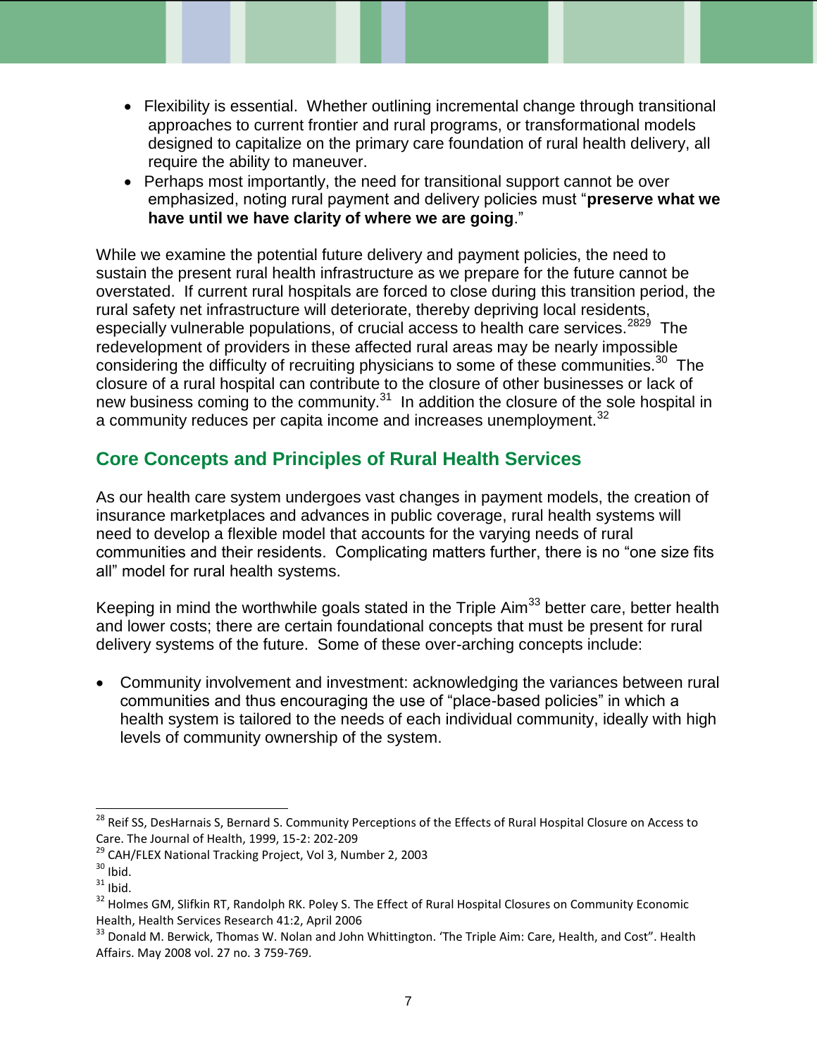- Flexibility is essential. Whether outlining incremental change through transitional approaches to current frontier and rural programs, or transformational models designed to capitalize on the primary care foundation of rural health delivery, all require the ability to maneuver.
- Perhaps most importantly, the need for transitional support cannot be over emphasized, noting rural payment and delivery policies must "**preserve what we have until we have clarity of where we are going**."

While we examine the potential future delivery and payment policies, the need to sustain the present rural health infrastructure as we prepare for the future cannot be overstated. If current rural hospitals are forced to close during this transition period, the rural safety net infrastructure will deteriorate, thereby depriving local residents, especially vulnerable populations, of crucial access to health care services.[28][29] The redevelopment of providers in these affected rural areas may be nearly impossible considering the difficulty of recruiting physicians to some of these communities.[30] The closure of a rural hospital can contribute to the closure of other businesses or lack of new business coming to the community.[31] In addition the closure of the sole hospital in a community reduces per capita income and increases unemployment.[32]

## Core Concepts and Principles of Rural Health Services

As our health care system undergoes vast changes in payment models, the creation of insurance marketplaces and advances in public coverage, rural health systems will need to develop a flexible model that accounts for the varying needs of rural communities and their residents. Complicating matters further, there is no "one size fits all" model for rural health systems.

Keeping in mind the worthwhile goals stated in the Triple Aim[33] better care, better health and lower costs; there are certain foundational concepts that must be present for rural delivery systems of the future. Some of these over-arching concepts include:

- Community involvement and investment: acknowledging the variances between rural communities and thus encouraging the use of "place-based policies" in which a health system is tailored to the needs of each individual community, ideally with high levels of community ownership of the system.

---

[28] Reif SS, DesHarnais S, Bernard S. Community Perceptions of the Effects of Rural Hospital Closure on Access to Care. The Journal of Health, 1999, 15-2: 202-209

[29] CAH/FLEX National Tracking Project, Vol 3, Number 2, 2003

[30] Ibid.

[31] Ibid.

[32] Holmes GM, Slifkin RT, Randolph RK. Poley S. The Effect of Rural Hospital Closures on Community Economic Health, Health Services Research 41:2, April 2006

[33] Donald M. Berwick, Thomas W. Nolan and John Whittington. 'The Triple Aim: Care, Health, and Cost". Health Affairs. May 2008 vol. 27 no. 3 759-769.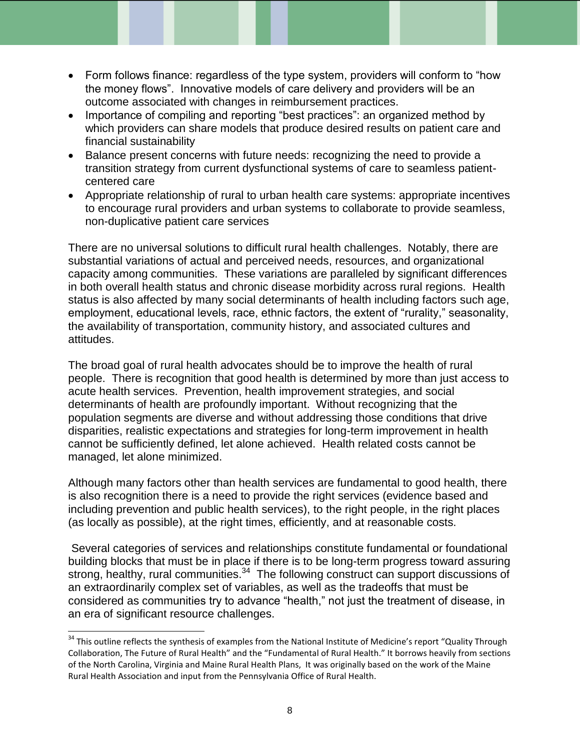- Form follows finance: regardless of the type system, providers will conform to "how the money flows". Innovative models of care delivery and providers will be an outcome associated with changes in reimbursement practices.
- Importance of compiling and reporting "best practices": an organized method by which providers can share models that produce desired results on patient care and financial sustainability
- Balance present concerns with future needs: recognizing the need to provide a transition strategy from current dysfunctional systems of care to seamless patient-centered care
- Appropriate relationship of rural to urban health care systems: appropriate incentives to encourage rural providers and urban systems to collaborate to provide seamless, non-duplicative patient care services

There are no universal solutions to difficult rural health challenges. Notably, there are substantial variations of actual and perceived needs, resources, and organizational capacity among communities. These variations are paralleled by significant differences in both overall health status and chronic disease morbidity across rural regions. Health status is also affected by many social determinants of health including factors such age, employment, educational levels, race, ethnic factors, the extent of "rurality," seasonality, the availability of transportation, community history, and associated cultures and attitudes.

The broad goal of rural health advocates should be to improve the health of rural people. There is recognition that good health is determined by more than just access to acute health services. Prevention, health improvement strategies, and social determinants of health are profoundly important. Without recognizing that the population segments are diverse and without addressing those conditions that drive disparities, realistic expectations and strategies for long-term improvement in health cannot be sufficiently defined, let alone achieved. Health related costs cannot be managed, let alone minimized.

Although many factors other than health services are fundamental to good health, there is also recognition there is a need to provide the right services (evidence based and including prevention and public health services), to the right people, in the right places (as locally as possible), at the right times, efficiently, and at reasonable costs.

Several categories of services and relationships constitute fundamental or foundational building blocks that must be in place if there is to be long-term progress toward assuring strong, healthy, rural communities.[34] The following construct can support discussions of an extraordinarily complex set of variables, as well as the tradeoffs that must be considered as communities try to advance "health," not just the treatment of disease, in an era of significant resource challenges.

[34] This outline reflects the synthesis of examples from the National Institute of Medicine's report "Quality Through Collaboration, The Future of Rural Health" and the "Fundamental of Rural Health." It borrows heavily from sections of the North Carolina, Virginia and Maine Rural Health Plans, It was originally based on the work of the Maine Rural Health Association and input from the Pennsylvania Office of Rural Health.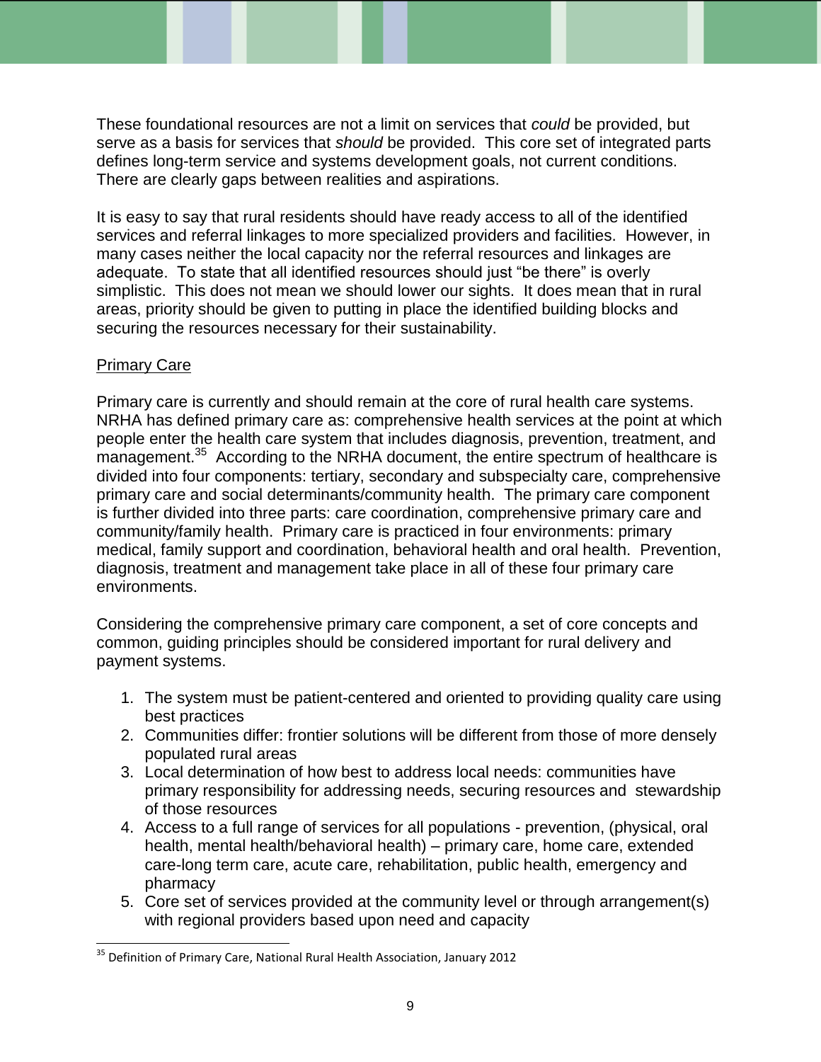These foundational resources are not a limit on services that *could* be provided, but serve as a basis for services that *should* be provided. This core set of integrated parts defines long-term service and systems development goals, not current conditions. There are clearly gaps between realities and aspirations.

It is easy to say that rural residents should have ready access to all of the identified services and referral linkages to more specialized providers and facilities. However, in many cases neither the local capacity nor the referral resources and linkages are adequate. To state that all identified resources should just "be there" is overly simplistic. This does not mean we should lower our sights. It does mean that in rural areas, priority should be given to putting in place the identified building blocks and securing the resources necessary for their sustainability.

## Primary Care

Primary care is currently and should remain at the core of rural health care systems. NRHA has defined primary care as: comprehensive health services at the point at which people enter the health care system that includes diagnosis, prevention, treatment, and management.[35] According to the NRHA document, the entire spectrum of healthcare is divided into four components: tertiary, secondary and subspecialty care, comprehensive primary care and social determinants/community health. The primary care component is further divided into three parts: care coordination, comprehensive primary care and community/family health. Primary care is practiced in four environments: primary medical, family support and coordination, behavioral health and oral health. Prevention, diagnosis, treatment and management take place in all of these four primary care environments.

Considering the comprehensive primary care component, a set of core concepts and common, guiding principles should be considered important for rural delivery and payment systems.

1. The system must be patient-centered and oriented to providing quality care using best practices
2. Communities differ: frontier solutions will be different from those of more densely populated rural areas
3. Local determination of how best to address local needs: communities have primary responsibility for addressing needs, securing resources and stewardship of those resources
4. Access to a full range of services for all populations - prevention, (physical, oral health, mental health/behavioral health) – primary care, home care, extended care-long term care, acute care, rehabilitation, public health, emergency and pharmacy
5. Core set of services provided at the community level or through arrangement(s) with regional providers based upon need and capacity

[35] Definition of Primary Care, National Rural Health Association, January 2012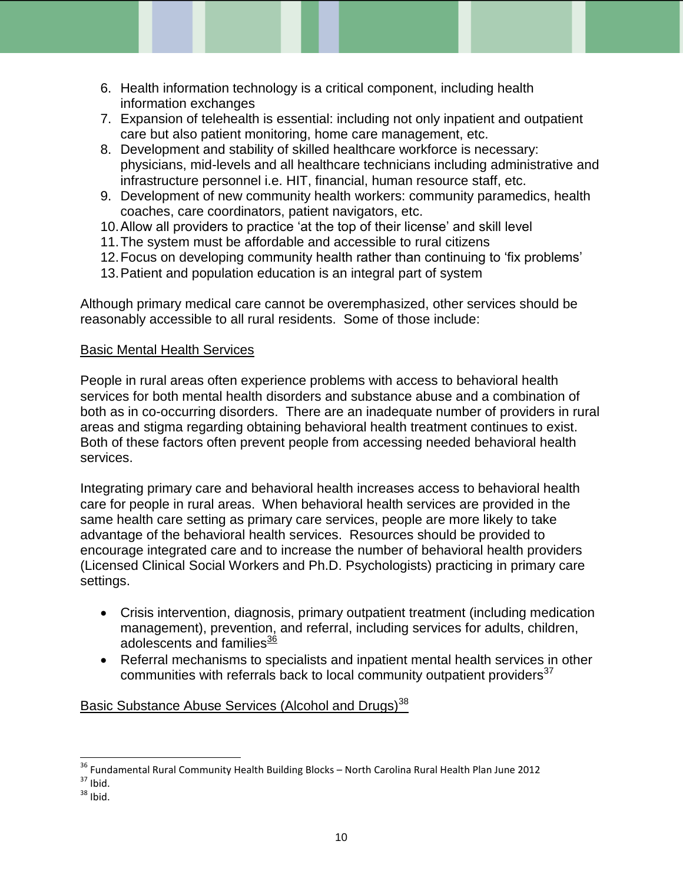6. Health information technology is a critical component, including health information exchanges
7. Expansion of telehealth is essential: including not only inpatient and outpatient care but also patient monitoring, home care management, etc.
8. Development and stability of skilled healthcare workforce is necessary: physicians, mid-levels and all healthcare technicians including administrative and infrastructure personnel i.e. HIT, financial, human resource staff, etc.
9. Development of new community health workers: community paramedics, health coaches, care coordinators, patient navigators, etc.
10. Allow all providers to practice 'at the top of their license' and skill level
11. The system must be affordable and accessible to rural citizens
12. Focus on developing community health rather than continuing to 'fix problems'
13. Patient and population education is an integral part of system

Although primary medical care cannot be overemphasized, other services should be reasonably accessible to all rural residents. Some of those include:

<u>Basic Mental Health Services</u>

People in rural areas often experience problems with access to behavioral health services for both mental health disorders and substance abuse and a combination of both as in co-occurring disorders. There are an inadequate number of providers in rural areas and stigma regarding obtaining behavioral health treatment continues to exist. Both of these factors often prevent people from accessing needed behavioral health services.

Integrating primary care and behavioral health increases access to behavioral health care for people in rural areas. When behavioral health services are provided in the same health care setting as primary care services, people are more likely to take advantage of the behavioral health services. Resources should be provided to encourage integrated care and to increase the number of behavioral health providers (Licensed Clinical Social Workers and Ph.D. Psychologists) practicing in primary care settings.

- Crisis intervention, diagnosis, primary outpatient treatment (including medication management), prevention, and referral, including services for adults, children, adolescents and families[36]
- Referral mechanisms to specialists and inpatient mental health services in other communities with referrals back to local community outpatient providers[37]

<u>Basic Substance Abuse Services (Alcohol and Drugs)[38]</u>

---

[36] Fundamental Rural Community Health Building Blocks – North Carolina Rural Health Plan June 2012

[37] Ibid.

[38] Ibid.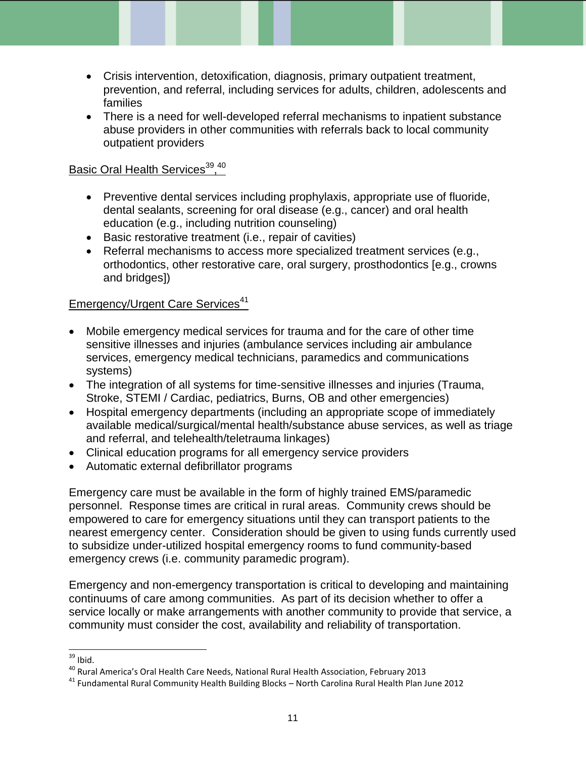- Crisis intervention, detoxification, diagnosis, primary outpatient treatment, prevention, and referral, including services for adults, children, adolescents and families
- There is a need for well-developed referral mechanisms to inpatient substance abuse providers in other communities with referrals back to local community outpatient providers

Basic Oral Health Services[39], [40]

- Preventive dental services including prophylaxis, appropriate use of fluoride, dental sealants, screening for oral disease (e.g., cancer) and oral health education (e.g., including nutrition counseling)
- Basic restorative treatment (i.e., repair of cavities)
- Referral mechanisms to access more specialized treatment services (e.g., orthodontics, other restorative care, oral surgery, prosthodontics [e.g., crowns and bridges])

Emergency/Urgent Care Services[41]

- Mobile emergency medical services for trauma and for the care of other time sensitive illnesses and injuries (ambulance services including air ambulance services, emergency medical technicians, paramedics and communications systems)
- The integration of all systems for time-sensitive illnesses and injuries (Trauma, Stroke, STEMI / Cardiac, pediatrics, Burns, OB and other emergencies)
- Hospital emergency departments (including an appropriate scope of immediately available medical/surgical/mental health/substance abuse services, as well as triage and referral, and telehealth/teletrauma linkages)
- Clinical education programs for all emergency service providers
- Automatic external defibrillator programs

Emergency care must be available in the form of highly trained EMS/paramedic personnel. Response times are critical in rural areas. Community crews should be empowered to care for emergency situations until they can transport patients to the nearest emergency center. Consideration should be given to using funds currently used to subsidize under-utilized hospital emergency rooms to fund community-based emergency crews (i.e. community paramedic program).

Emergency and non-emergency transportation is critical to developing and maintaining continuums of care among communities. As part of its decision whether to offer a service locally or make arrangements with another community to provide that service, a community must consider the cost, availability and reliability of transportation.

---

[39] Ibid.

[40] Rural America's Oral Health Care Needs, National Rural Health Association, February 2013

[41] Fundamental Rural Community Health Building Blocks – North Carolina Rural Health Plan June 2012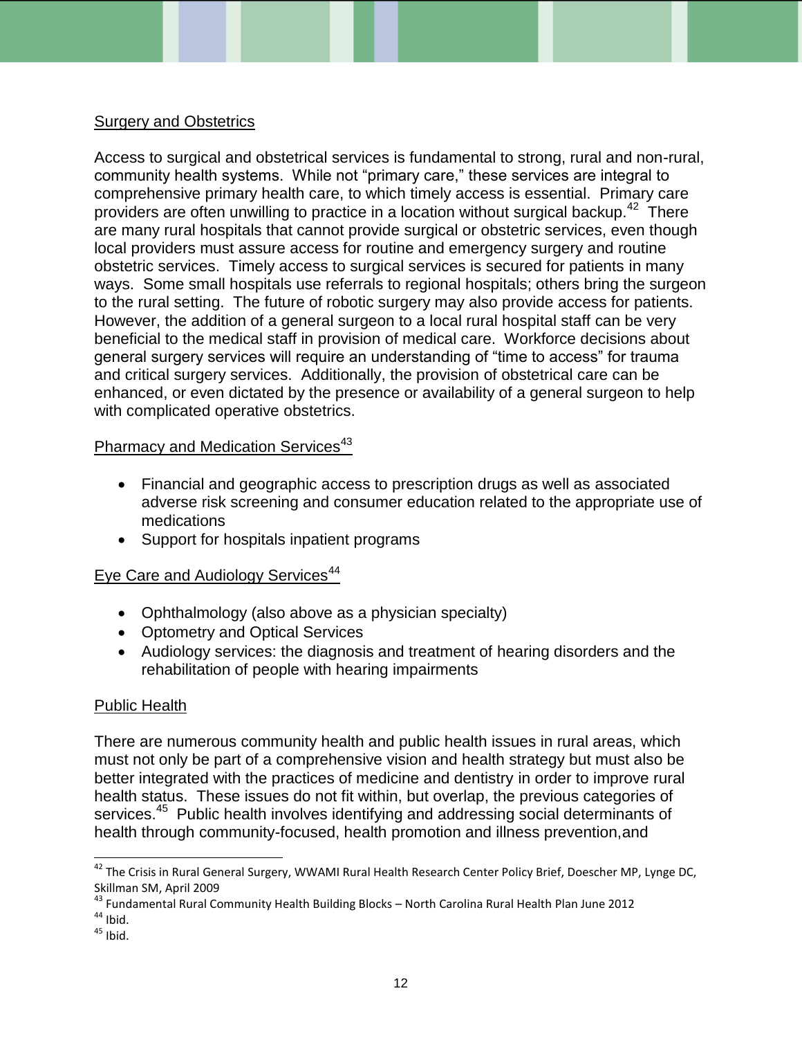<u>Surgery and Obstetrics</u>

Access to surgical and obstetrical services is fundamental to strong, rural and non-rural, community health systems. While not “primary care,” these services are integral to comprehensive primary health care, to which timely access is essential. Primary care providers are often unwilling to practice in a location without surgical backup.[42] There are many rural hospitals that cannot provide surgical or obstetric services, even though local providers must assure access for routine and emergency surgery and routine obstetric services. Timely access to surgical services is secured for patients in many ways. Some small hospitals use referrals to regional hospitals; others bring the surgeon to the rural setting. The future of robotic surgery may also provide access for patients. However, the addition of a general surgeon to a local rural hospital staff can be very beneficial to the medical staff in provision of medical care. Workforce decisions about general surgery services will require an understanding of “time to access” for trauma and critical surgery services. Additionally, the provision of obstetrical care can be enhanced, or even dictated by the presence or availability of a general surgeon to help with complicated operative obstetrics.

<u>Pharmacy and Medication Services[43]</u>

- Financial and geographic access to prescription drugs as well as associated adverse risk screening and consumer education related to the appropriate use of medications
- Support for hospitals inpatient programs

<u>Eye Care and Audiology Services[44]</u>

- Ophthalmology (also above as a physician specialty)
- Optometry and Optical Services
- Audiology services: the diagnosis and treatment of hearing disorders and the rehabilitation of people with hearing impairments

<u>Public Health</u>

There are numerous community health and public health issues in rural areas, which must not only be part of a comprehensive vision and health strategy but must also be better integrated with the practices of medicine and dentistry in order to improve rural health status. These issues do not fit within, but overlap, the previous categories of services.[45] Public health involves identifying and addressing social determinants of health through community-focused, health promotion and illness prevention,and

---

[42] The Crisis in Rural General Surgery, WWAMI Rural Health Research Center Policy Brief, Doescher MP, Lynge DC, Skillman SM, April 2009

[43] Fundamental Rural Community Health Building Blocks – North Carolina Rural Health Plan June 2012

[44] Ibid.

[45] Ibid.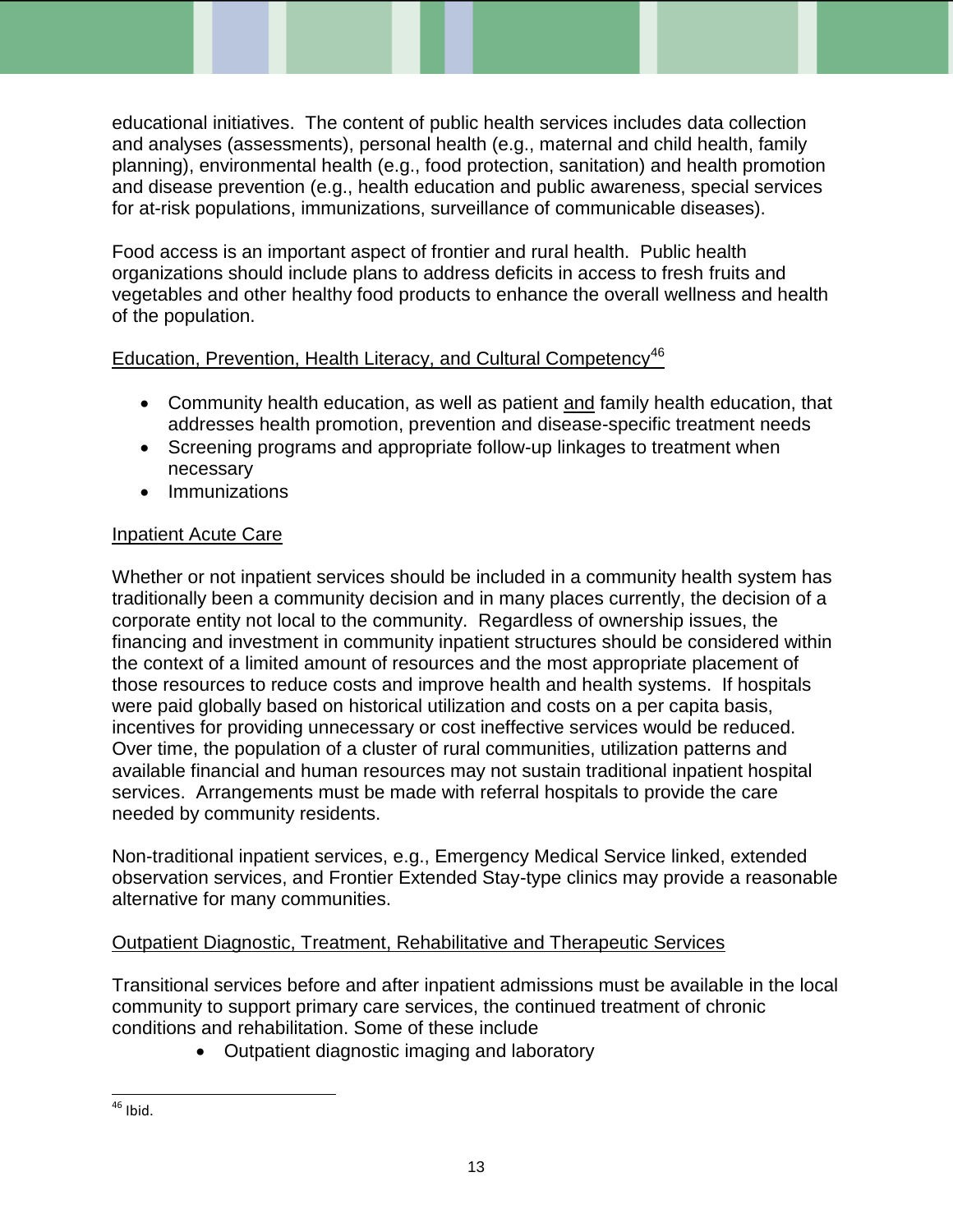educational initiatives. The content of public health services includes data collection and analyses (assessments), personal health (e.g., maternal and child health, family planning), environmental health (e.g., food protection, sanitation) and health promotion and disease prevention (e.g., health education and public awareness, special services for at-risk populations, immunizations, surveillance of communicable diseases).

Food access is an important aspect of frontier and rural health. Public health organizations should include plans to address deficits in access to fresh fruits and vegetables and other healthy food products to enhance the overall wellness and health of the population.

Education, Prevention, Health Literacy, and Cultural Competency[46]

- Community health education, as well as patient and family health education, that addresses health promotion, prevention and disease-specific treatment needs
- Screening programs and appropriate follow-up linkages to treatment when necessary
- Immunizations

Inpatient Acute Care

Whether or not inpatient services should be included in a community health system has traditionally been a community decision and in many places currently, the decision of a corporate entity not local to the community. Regardless of ownership issues, the financing and investment in community inpatient structures should be considered within the context of a limited amount of resources and the most appropriate placement of those resources to reduce costs and improve health and health systems. If hospitals were paid globally based on historical utilization and costs on a per capita basis, incentives for providing unnecessary or cost ineffective services would be reduced. Over time, the population of a cluster of rural communities, utilization patterns and available financial and human resources may not sustain traditional inpatient hospital services. Arrangements must be made with referral hospitals to provide the care needed by community residents.

Non-traditional inpatient services, e.g., Emergency Medical Service linked, extended observation services, and Frontier Extended Stay-type clinics may provide a reasonable alternative for many communities.

Outpatient Diagnostic, Treatment, Rehabilitative and Therapeutic Services

Transitional services before and after inpatient admissions must be available in the local community to support primary care services, the continued treatment of chronic conditions and rehabilitation. Some of these include

- Outpatient diagnostic imaging and laboratory

[46] Ibid.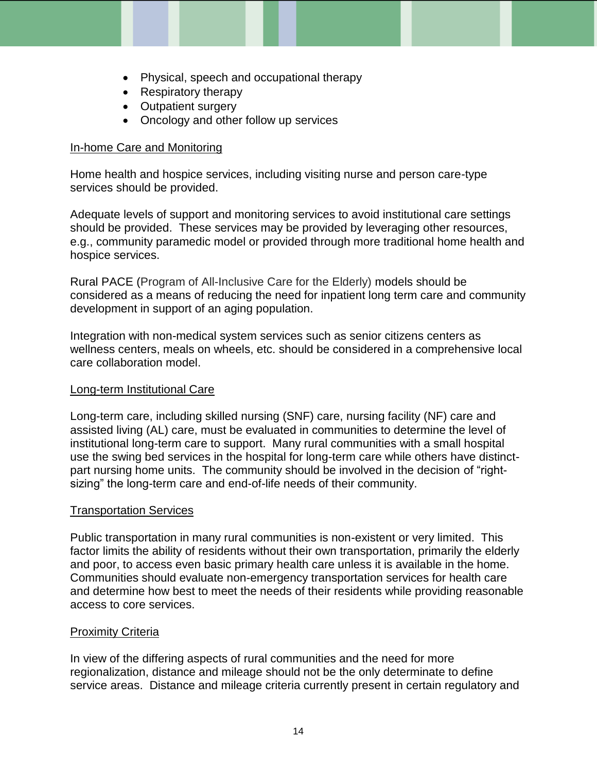- Physical, speech and occupational therapy
- Respiratory therapy
- Outpatient surgery
- Oncology and other follow up services

<u>In-home Care and Monitoring</u>

Home health and hospice services, including visiting nurse and person care-type services should be provided.

Adequate levels of support and monitoring services to avoid institutional care settings should be provided. These services may be provided by leveraging other resources, e.g., community paramedic model or provided through more traditional home health and hospice services.

Rural PACE (Program of All-Inclusive Care for the Elderly) models should be considered as a means of reducing the need for inpatient long term care and community development in support of an aging population.

Integration with non-medical system services such as senior citizens centers as wellness centers, meals on wheels, etc. should be considered in a comprehensive local care collaboration model.

<u>Long-term Institutional Care</u>

Long-term care, including skilled nursing (SNF) care, nursing facility (NF) care and assisted living (AL) care, must be evaluated in communities to determine the level of institutional long-term care to support. Many rural communities with a small hospital use the swing bed services in the hospital for long-term care while others have distinct-part nursing home units. The community should be involved in the decision of "right-sizing" the long-term care and end-of-life needs of their community.

<u>Transportation Services</u>

Public transportation in many rural communities is non-existent or very limited. This factor limits the ability of residents without their own transportation, primarily the elderly and poor, to access even basic primary health care unless it is available in the home. Communities should evaluate non-emergency transportation services for health care and determine how best to meet the needs of their residents while providing reasonable access to core services.

<u>Proximity Criteria</u>

In view of the differing aspects of rural communities and the need for more regionalization, distance and mileage should not be the only determinate to define service areas. Distance and mileage criteria currently present in certain regulatory and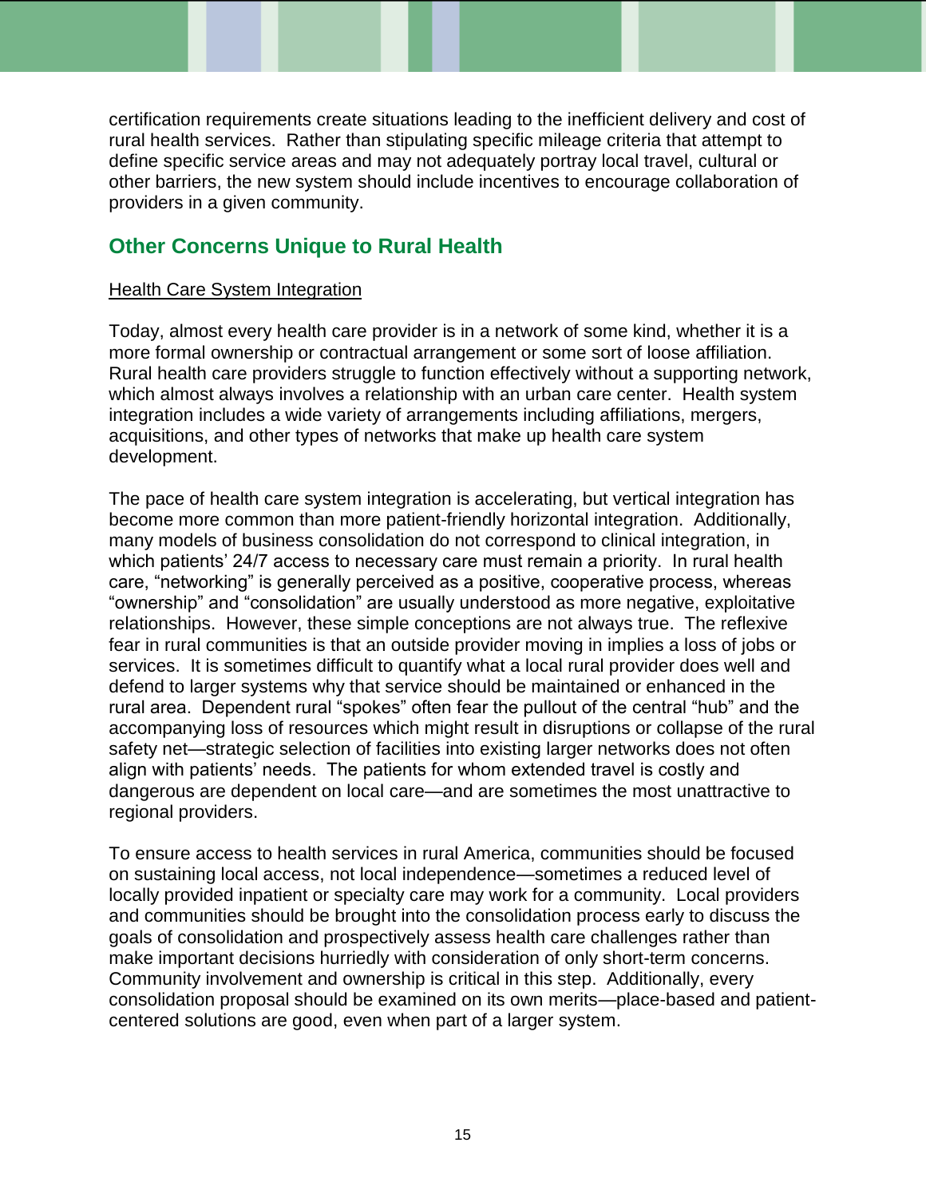certification requirements create situations leading to the inefficient delivery and cost of rural health services. Rather than stipulating specific mileage criteria that attempt to define specific service areas and may not adequately portray local travel, cultural or other barriers, the new system should include incentives to encourage collaboration of providers in a given community.

## Other Concerns Unique to Rural Health

Health Care System Integration

Today, almost every health care provider is in a network of some kind, whether it is a more formal ownership or contractual arrangement or some sort of loose affiliation. Rural health care providers struggle to function effectively without a supporting network, which almost always involves a relationship with an urban care center. Health system integration includes a wide variety of arrangements including affiliations, mergers, acquisitions, and other types of networks that make up health care system development.

The pace of health care system integration is accelerating, but vertical integration has become more common than more patient-friendly horizontal integration. Additionally, many models of business consolidation do not correspond to clinical integration, in which patients' 24/7 access to necessary care must remain a priority. In rural health care, "networking" is generally perceived as a positive, cooperative process, whereas "ownership" and "consolidation" are usually understood as more negative, exploitative relationships. However, these simple conceptions are not always true. The reflexive fear in rural communities is that an outside provider moving in implies a loss of jobs or services. It is sometimes difficult to quantify what a local rural provider does well and defend to larger systems why that service should be maintained or enhanced in the rural area. Dependent rural "spokes" often fear the pullout of the central "hub" and the accompanying loss of resources which might result in disruptions or collapse of the rural safety net—strategic selection of facilities into existing larger networks does not often align with patients' needs. The patients for whom extended travel is costly and dangerous are dependent on local care—and are sometimes the most unattractive to regional providers.

To ensure access to health services in rural America, communities should be focused on sustaining local access, not local independence—sometimes a reduced level of locally provided inpatient or specialty care may work for a community. Local providers and communities should be brought into the consolidation process early to discuss the goals of consolidation and prospectively assess health care challenges rather than make important decisions hurriedly with consideration of only short-term concerns. Community involvement and ownership is critical in this step. Additionally, every consolidation proposal should be examined on its own merits—place-based and patient-centered solutions are good, even when part of a larger system.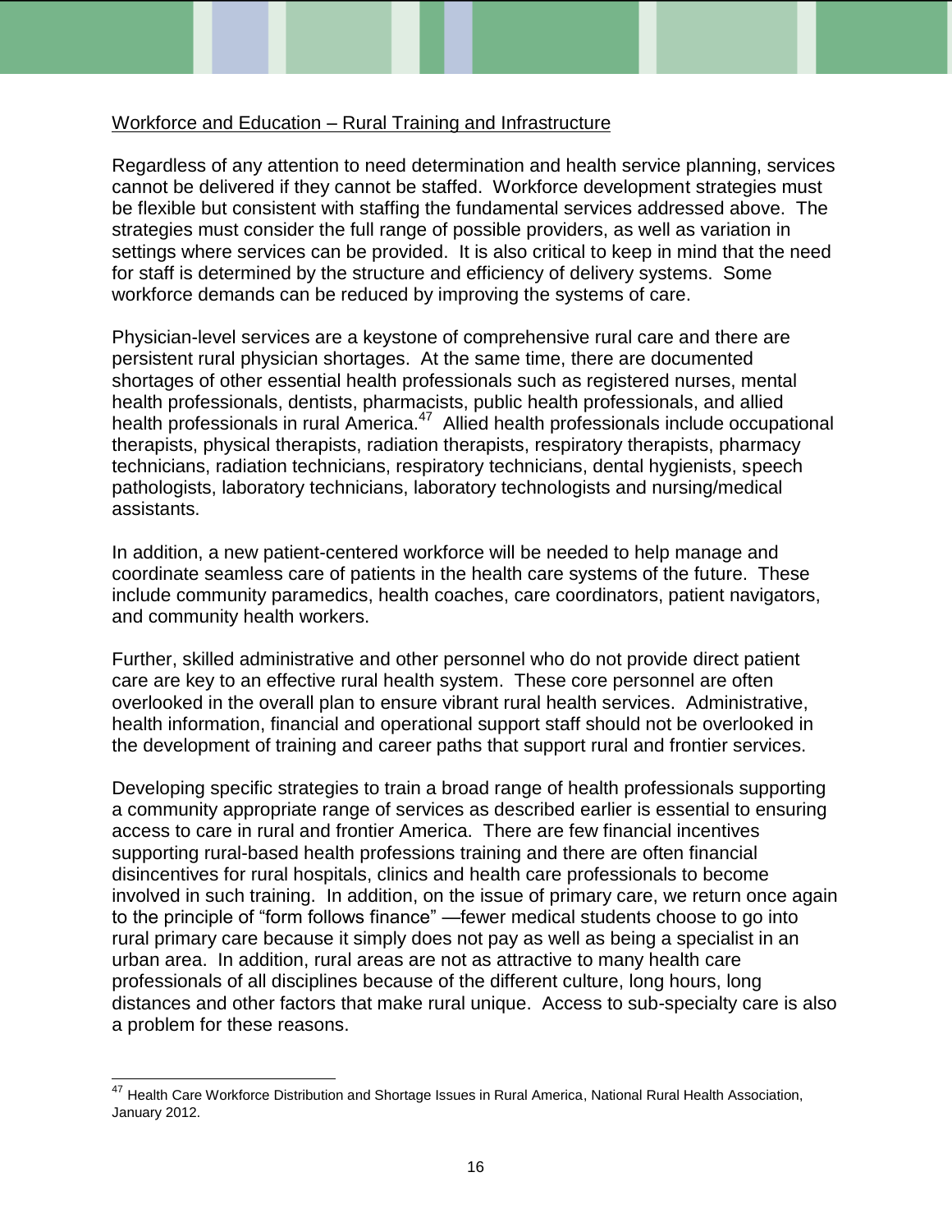Workforce and Education – Rural Training and Infrastructure

Regardless of any attention to need determination and health service planning, services cannot be delivered if they cannot be staffed. Workforce development strategies must be flexible but consistent with staffing the fundamental services addressed above. The strategies must consider the full range of possible providers, as well as variation in settings where services can be provided. It is also critical to keep in mind that the need for staff is determined by the structure and efficiency of delivery systems. Some workforce demands can be reduced by improving the systems of care.

Physician-level services are a keystone of comprehensive rural care and there are persistent rural physician shortages. At the same time, there are documented shortages of other essential health professionals such as registered nurses, mental health professionals, dentists, pharmacists, public health professionals, and allied health professionals in rural America.[47] Allied health professionals include occupational therapists, physical therapists, radiation therapists, respiratory therapists, pharmacy technicians, radiation technicians, respiratory technicians, dental hygienists, speech pathologists, laboratory technicians, laboratory technologists and nursing/medical assistants.

In addition, a new patient-centered workforce will be needed to help manage and coordinate seamless care of patients in the health care systems of the future. These include community paramedics, health coaches, care coordinators, patient navigators, and community health workers.

Further, skilled administrative and other personnel who do not provide direct patient care are key to an effective rural health system. These core personnel are often overlooked in the overall plan to ensure vibrant rural health services. Administrative, health information, financial and operational support staff should not be overlooked in the development of training and career paths that support rural and frontier services.

Developing specific strategies to train a broad range of health professionals supporting a community appropriate range of services as described earlier is essential to ensuring access to care in rural and frontier America. There are few financial incentives supporting rural-based health professions training and there are often financial disincentives for rural hospitals, clinics and health care professionals to become involved in such training. In addition, on the issue of primary care, we return once again to the principle of "form follows finance" —fewer medical students choose to go into rural primary care because it simply does not pay as well as being a specialist in an urban area. In addition, rural areas are not as attractive to many health care professionals of all disciplines because of the different culture, long hours, long distances and other factors that make rural unique. Access to sub-specialty care is also a problem for these reasons.

---

[47] Health Care Workforce Distribution and Shortage Issues in Rural America, National Rural Health Association, January 2012.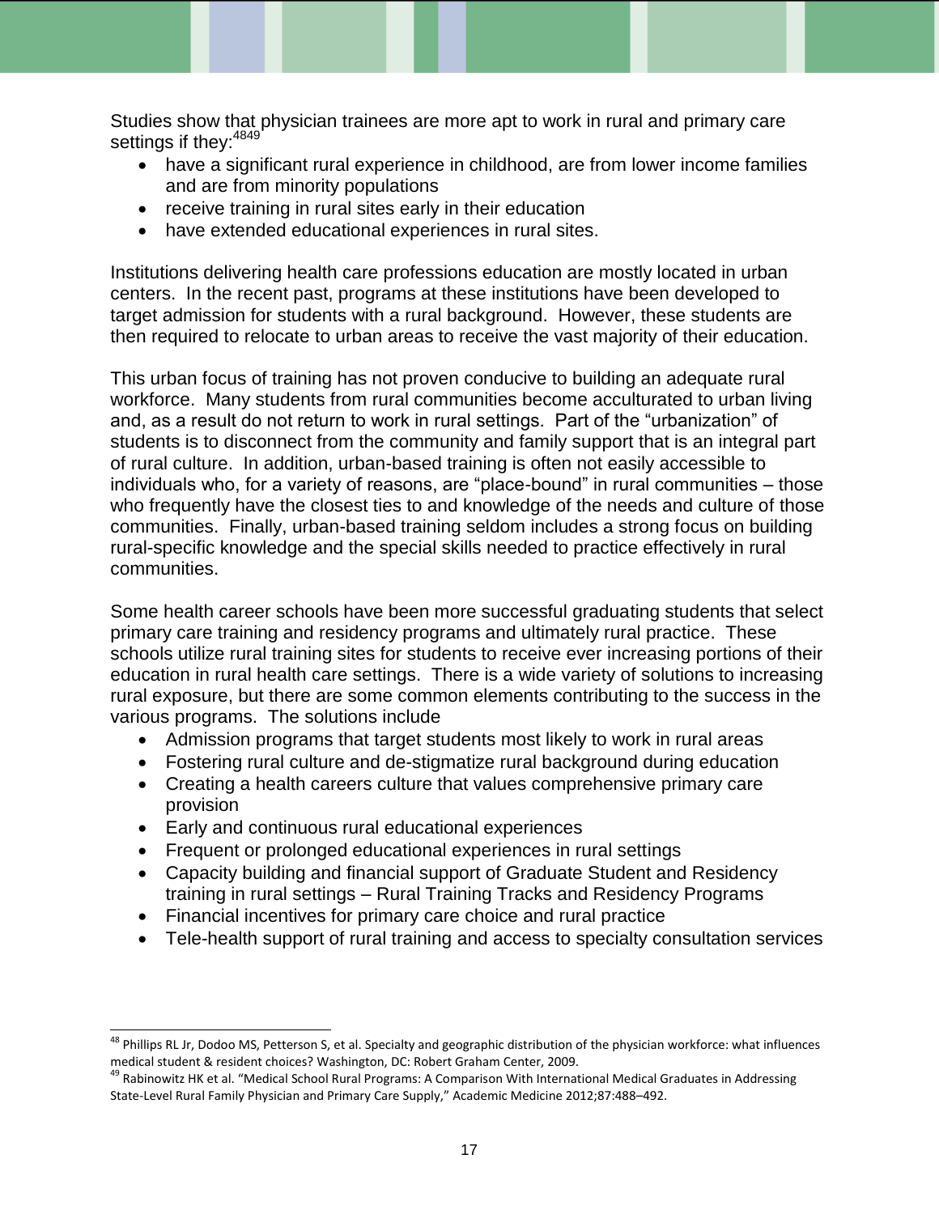Studies show that physician trainees are more apt to work in rural and primary care settings if they:[48][49]

- have a significant rural experience in childhood, are from lower income families and are from minority populations
- receive training in rural sites early in their education
- have extended educational experiences in rural sites.

Institutions delivering health care professions education are mostly located in urban centers. In the recent past, programs at these institutions have been developed to target admission for students with a rural background. However, these students are then required to relocate to urban areas to receive the vast majority of their education.

This urban focus of training has not proven conducive to building an adequate rural workforce. Many students from rural communities become acculturated to urban living and, as a result do not return to work in rural settings. Part of the "urbanization" of students is to disconnect from the community and family support that is an integral part of rural culture. In addition, urban-based training is often not easily accessible to individuals who, for a variety of reasons, are "place-bound" in rural communities – those who frequently have the closest ties to and knowledge of the needs and culture of those communities. Finally, urban-based training seldom includes a strong focus on building rural-specific knowledge and the special skills needed to practice effectively in rural communities.

Some health career schools have been more successful graduating students that select primary care training and residency programs and ultimately rural practice. These schools utilize rural training sites for students to receive ever increasing portions of their education in rural health care settings. There is a wide variety of solutions to increasing rural exposure, but there are some common elements contributing to the success in the various programs. The solutions include

- Admission programs that target students most likely to work in rural areas
- Fostering rural culture and de-stigmatize rural background during education
- Creating a health careers culture that values comprehensive primary care provision
- Early and continuous rural educational experiences
- Frequent or prolonged educational experiences in rural settings
- Capacity building and financial support of Graduate Student and Residency training in rural settings – Rural Training Tracks and Residency Programs
- Financial incentives for primary care choice and rural practice
- Tele-health support of rural training and access to specialty consultation services

---

[48] Phillips RL Jr, Dodoo MS, Petterson S, et al. Specialty and geographic distribution of the physician workforce: what influences medical student & resident choices? Washington, DC: Robert Graham Center, 2009.

[49] Rabinowitz HK et al. "Medical School Rural Programs: A Comparison With International Medical Graduates in Addressing State-Level Rural Family Physician and Primary Care Supply," Academic Medicine 2012;87:488–492.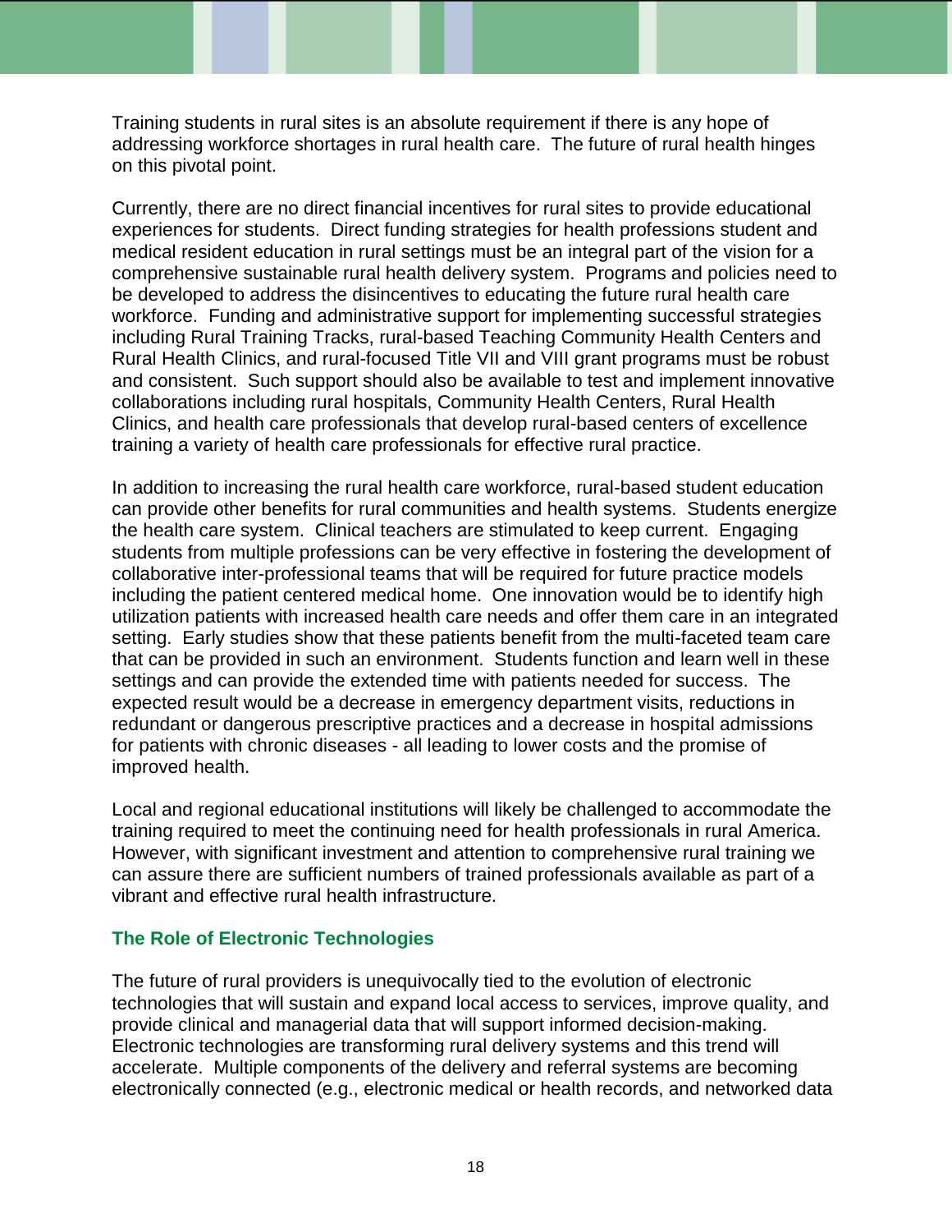Training students in rural sites is an absolute requirement if there is any hope of addressing workforce shortages in rural health care. The future of rural health hinges on this pivotal point.

Currently, there are no direct financial incentives for rural sites to provide educational experiences for students. Direct funding strategies for health professions student and medical resident education in rural settings must be an integral part of the vision for a comprehensive sustainable rural health delivery system. Programs and policies need to be developed to address the disincentives to educating the future rural health care workforce. Funding and administrative support for implementing successful strategies including Rural Training Tracks, rural-based Teaching Community Health Centers and Rural Health Clinics, and rural-focused Title VII and VIII grant programs must be robust and consistent. Such support should also be available to test and implement innovative collaborations including rural hospitals, Community Health Centers, Rural Health Clinics, and health care professionals that develop rural-based centers of excellence training a variety of health care professionals for effective rural practice.

In addition to increasing the rural health care workforce, rural-based student education can provide other benefits for rural communities and health systems. Students energize the health care system. Clinical teachers are stimulated to keep current. Engaging students from multiple professions can be very effective in fostering the development of collaborative inter-professional teams that will be required for future practice models including the patient centered medical home. One innovation would be to identify high utilization patients with increased health care needs and offer them care in an integrated setting. Early studies show that these patients benefit from the multi-faceted team care that can be provided in such an environment. Students function and learn well in these settings and can provide the extended time with patients needed for success. The expected result would be a decrease in emergency department visits, reductions in redundant or dangerous prescriptive practices and a decrease in hospital admissions for patients with chronic diseases - all leading to lower costs and the promise of improved health.

Local and regional educational institutions will likely be challenged to accommodate the training required to meet the continuing need for health professionals in rural America. However, with significant investment and attention to comprehensive rural training we can assure there are sufficient numbers of trained professionals available as part of a vibrant and effective rural health infrastructure.

### The Role of Electronic Technologies

The future of rural providers is unequivocally tied to the evolution of electronic technologies that will sustain and expand local access to services, improve quality, and provide clinical and managerial data that will support informed decision-making. Electronic technologies are transforming rural delivery systems and this trend will accelerate. Multiple components of the delivery and referral systems are becoming electronically connected (e.g., electronic medical or health records, and networked data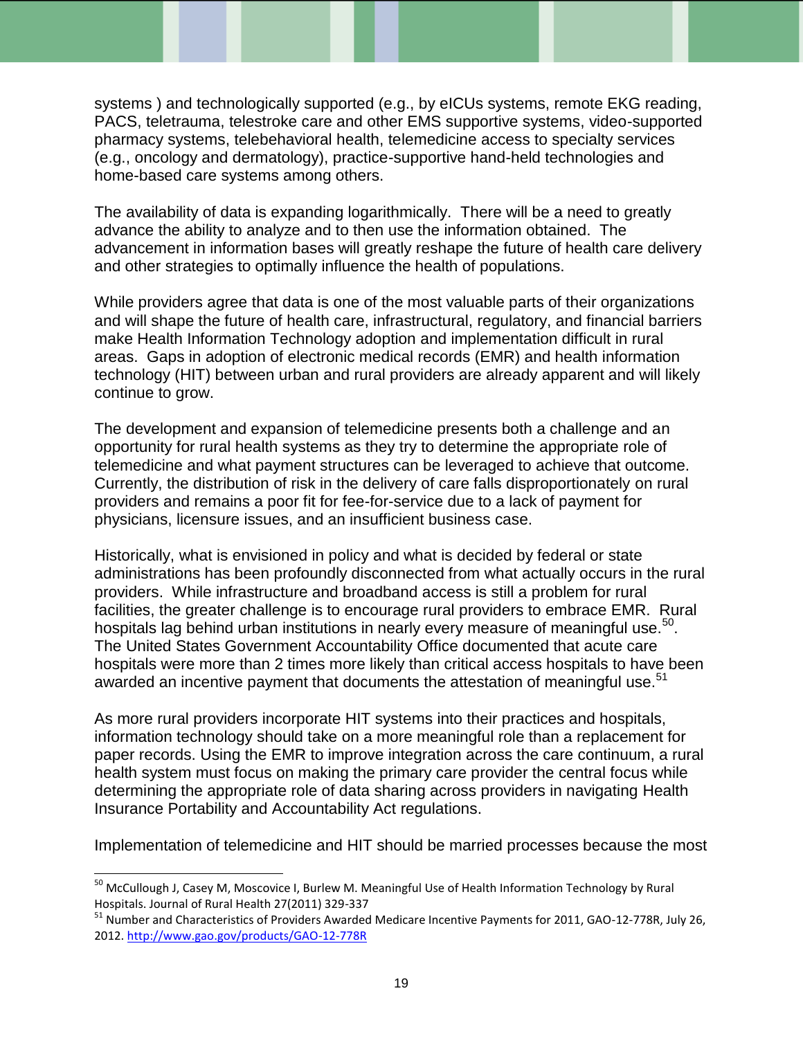systems ) and technologically supported (e.g., by eICUs systems, remote EKG reading, PACS, teletrauma, telestroke care and other EMS supportive systems, video-supported pharmacy systems, telebehavioral health, telemedicine access to specialty services (e.g., oncology and dermatology), practice-supportive hand-held technologies and home-based care systems among others.

The availability of data is expanding logarithmically. There will be a need to greatly advance the ability to analyze and to then use the information obtained. The advancement in information bases will greatly reshape the future of health care delivery and other strategies to optimally influence the health of populations.

While providers agree that data is one of the most valuable parts of their organizations and will shape the future of health care, infrastructural, regulatory, and financial barriers make Health Information Technology adoption and implementation difficult in rural areas. Gaps in adoption of electronic medical records (EMR) and health information technology (HIT) between urban and rural providers are already apparent and will likely continue to grow.

The development and expansion of telemedicine presents both a challenge and an opportunity for rural health systems as they try to determine the appropriate role of telemedicine and what payment structures can be leveraged to achieve that outcome. Currently, the distribution of risk in the delivery of care falls disproportionately on rural providers and remains a poor fit for fee-for-service due to a lack of payment for physicians, licensure issues, and an insufficient business case.

Historically, what is envisioned in policy and what is decided by federal or state administrations has been profoundly disconnected from what actually occurs in the rural providers. While infrastructure and broadband access is still a problem for rural facilities, the greater challenge is to encourage rural providers to embrace EMR. Rural hospitals lag behind urban institutions in nearly every measure of meaningful use.[50]. The United States Government Accountability Office documented that acute care hospitals were more than 2 times more likely than critical access hospitals to have been awarded an incentive payment that documents the attestation of meaningful use.[51]

As more rural providers incorporate HIT systems into their practices and hospitals, information technology should take on a more meaningful role than a replacement for paper records. Using the EMR to improve integration across the care continuum, a rural health system must focus on making the primary care provider the central focus while determining the appropriate role of data sharing across providers in navigating Health Insurance Portability and Accountability Act regulations.

Implementation of telemedicine and HIT should be married processes because the most

---

[50] McCullough J, Casey M, Moscovice I, Burlew M. Meaningful Use of Health Information Technology by Rural Hospitals. Journal of Rural Health 27(2011) 329-337

[51] Number and Characteristics of Providers Awarded Medicare Incentive Payments for 2011, GAO-12-778R, July 26, 2012. http://www.gao.gov/products/GAO-12-778R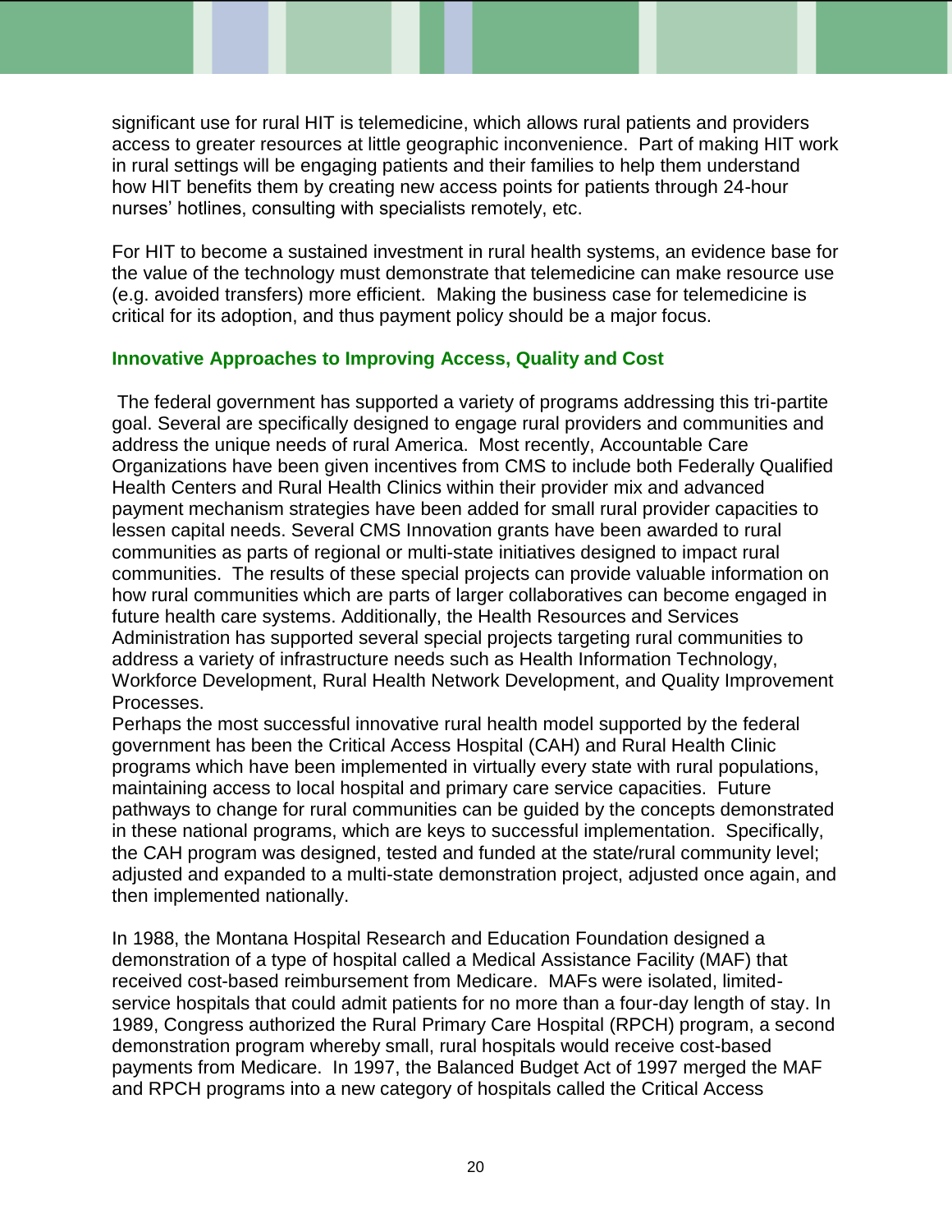significant use for rural HIT is telemedicine, which allows rural patients and providers access to greater resources at little geographic inconvenience. Part of making HIT work in rural settings will be engaging patients and their families to help them understand how HIT benefits them by creating new access points for patients through 24-hour nurses' hotlines, consulting with specialists remotely, etc.

For HIT to become a sustained investment in rural health systems, an evidence base for the value of the technology must demonstrate that telemedicine can make resource use (e.g. avoided transfers) more efficient. Making the business case for telemedicine is critical for its adoption, and thus payment policy should be a major focus.

### Innovative Approaches to Improving Access, Quality and Cost

The federal government has supported a variety of programs addressing this tri-partite goal. Several are specifically designed to engage rural providers and communities and address the unique needs of rural America. Most recently, Accountable Care Organizations have been given incentives from CMS to include both Federally Qualified Health Centers and Rural Health Clinics within their provider mix and advanced payment mechanism strategies have been added for small rural provider capacities to lessen capital needs. Several CMS Innovation grants have been awarded to rural communities as parts of regional or multi-state initiatives designed to impact rural communities. The results of these special projects can provide valuable information on how rural communities which are parts of larger collaboratives can become engaged in future health care systems. Additionally, the Health Resources and Services Administration has supported several special projects targeting rural communities to address a variety of infrastructure needs such as Health Information Technology, Workforce Development, Rural Health Network Development, and Quality Improvement Processes.

Perhaps the most successful innovative rural health model supported by the federal government has been the Critical Access Hospital (CAH) and Rural Health Clinic programs which have been implemented in virtually every state with rural populations, maintaining access to local hospital and primary care service capacities. Future pathways to change for rural communities can be guided by the concepts demonstrated in these national programs, which are keys to successful implementation. Specifically, the CAH program was designed, tested and funded at the state/rural community level; adjusted and expanded to a multi-state demonstration project, adjusted once again, and then implemented nationally.

In 1988, the Montana Hospital Research and Education Foundation designed a demonstration of a type of hospital called a Medical Assistance Facility (MAF) that received cost-based reimbursement from Medicare. MAFs were isolated, limited-service hospitals that could admit patients for no more than a four-day length of stay. In 1989, Congress authorized the Rural Primary Care Hospital (RPCH) program, a second demonstration program whereby small, rural hospitals would receive cost-based payments from Medicare. In 1997, the Balanced Budget Act of 1997 merged the MAF and RPCH programs into a new category of hospitals called the Critical Access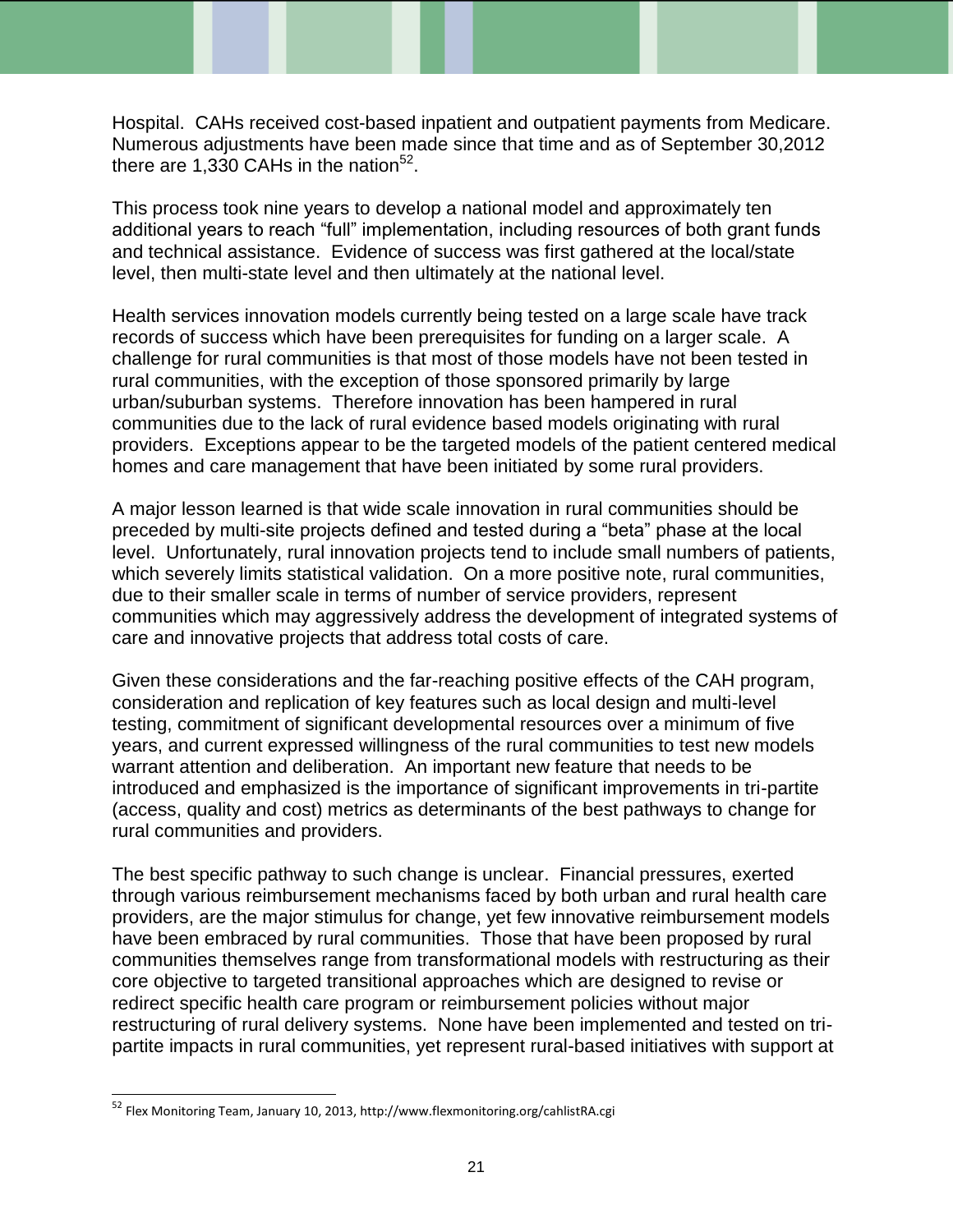Hospital. CAHs received cost-based inpatient and outpatient payments from Medicare. Numerous adjustments have been made since that time and as of September 30,2012 there are 1,330 CAHs in the nation[52].

This process took nine years to develop a national model and approximately ten additional years to reach "full" implementation, including resources of both grant funds and technical assistance. Evidence of success was first gathered at the local/state level, then multi-state level and then ultimately at the national level.

Health services innovation models currently being tested on a large scale have track records of success which have been prerequisites for funding on a larger scale. A challenge for rural communities is that most of those models have not been tested in rural communities, with the exception of those sponsored primarily by large urban/suburban systems. Therefore innovation has been hampered in rural communities due to the lack of rural evidence based models originating with rural providers. Exceptions appear to be the targeted models of the patient centered medical homes and care management that have been initiated by some rural providers.

A major lesson learned is that wide scale innovation in rural communities should be preceded by multi-site projects defined and tested during a "beta" phase at the local level. Unfortunately, rural innovation projects tend to include small numbers of patients, which severely limits statistical validation. On a more positive note, rural communities, due to their smaller scale in terms of number of service providers, represent communities which may aggressively address the development of integrated systems of care and innovative projects that address total costs of care.

Given these considerations and the far-reaching positive effects of the CAH program, consideration and replication of key features such as local design and multi-level testing, commitment of significant developmental resources over a minimum of five years, and current expressed willingness of the rural communities to test new models warrant attention and deliberation. An important new feature that needs to be introduced and emphasized is the importance of significant improvements in tri-partite (access, quality and cost) metrics as determinants of the best pathways to change for rural communities and providers.

The best specific pathway to such change is unclear. Financial pressures, exerted through various reimbursement mechanisms faced by both urban and rural health care providers, are the major stimulus for change, yet few innovative reimbursement models have been embraced by rural communities. Those that have been proposed by rural communities themselves range from transformational models with restructuring as their core objective to targeted transitional approaches which are designed to revise or redirect specific health care program or reimbursement policies without major restructuring of rural delivery systems. None have been implemented and tested on tri-partite impacts in rural communities, yet represent rural-based initiatives with support at

[52] Flex Monitoring Team, January 10, 2013, http://www.flexmonitoring.org/cahlistRA.cgi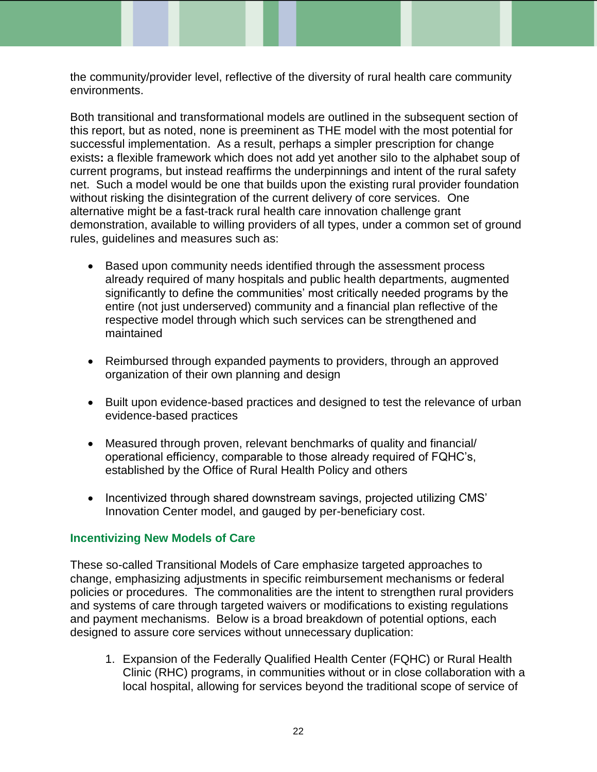the community/provider level, reflective of the diversity of rural health care community environments.

Both transitional and transformational models are outlined in the subsequent section of this report, but as noted, none is preeminent as THE model with the most potential for successful implementation. As a result, perhaps a simpler prescription for change exists**:** a flexible framework which does not add yet another silo to the alphabet soup of current programs, but instead reaffirms the underpinnings and intent of the rural safety net. Such a model would be one that builds upon the existing rural provider foundation without risking the disintegration of the current delivery of core services. One alternative might be a fast-track rural health care innovation challenge grant demonstration, available to willing providers of all types, under a common set of ground rules, guidelines and measures such as:

- Based upon community needs identified through the assessment process already required of many hospitals and public health departments, augmented significantly to define the communities' most critically needed programs by the entire (not just underserved) community and a financial plan reflective of the respective model through which such services can be strengthened and maintained

- Reimbursed through expanded payments to providers, through an approved organization of their own planning and design

- Built upon evidence-based practices and designed to test the relevance of urban evidence-based practices

- Measured through proven, relevant benchmarks of quality and financial/ operational efficiency, comparable to those already required of FQHC's, established by the Office of Rural Health Policy and others

- Incentivized through shared downstream savings, projected utilizing CMS' Innovation Center model, and gauged by per-beneficiary cost.

### Incentivizing New Models of Care

These so-called Transitional Models of Care emphasize targeted approaches to change, emphasizing adjustments in specific reimbursement mechanisms or federal policies or procedures. The commonalities are the intent to strengthen rural providers and systems of care through targeted waivers or modifications to existing regulations and payment mechanisms. Below is a broad breakdown of potential options, each designed to assure core services without unnecessary duplication:

1. Expansion of the Federally Qualified Health Center (FQHC) or Rural Health Clinic (RHC) programs, in communities without or in close collaboration with a local hospital, allowing for services beyond the traditional scope of service of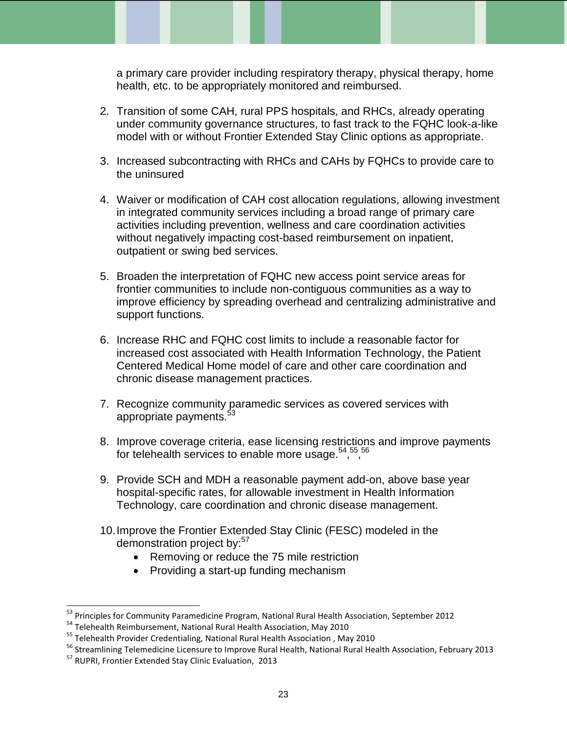a primary care provider including respiratory therapy, physical therapy, home health, etc. to be appropriately monitored and reimbursed.

2. Transition of some CAH, rural PPS hospitals, and RHCs, already operating under community governance structures, to fast track to the FQHC look-a-like model with or without Frontier Extended Stay Clinic options as appropriate.

3. Increased subcontracting with RHCs and CAHs by FQHCs to provide care to the uninsured

4. Waiver or modification of CAH cost allocation regulations, allowing investment in integrated community services including a broad range of primary care activities including prevention, wellness and care coordination activities without negatively impacting cost-based reimbursement on inpatient, outpatient or swing bed services.

5. Broaden the interpretation of FQHC new access point service areas for frontier communities to include non-contiguous communities as a way to improve efficiency by spreading overhead and centralizing administrative and support functions.

6. Increase RHC and FQHC cost limits to include a reasonable factor for increased cost associated with Health Information Technology, the Patient Centered Medical Home model of care and other care coordination and chronic disease management practices.

7. Recognize community paramedic services as covered services with appropriate payments.[53]

8. Improve coverage criteria, ease licensing restrictions and improve payments for telehealth services to enable more usage.[54],[55],[56]

9. Provide SCH and MDH a reasonable payment add-on, above base year hospital-specific rates, for allowable investment in Health Information Technology, care coordination and chronic disease management.

10. Improve the Frontier Extended Stay Clinic (FESC) modeled in the demonstration project by:[57]
    - Removing or reduce the 75 mile restriction
    - Providing a start-up funding mechanism

---

[53] Principles for Community Paramedicine Program, National Rural Health Association, September 2012

[54] Telehealth Reimbursement, National Rural Health Association, May 2010

[55] Telehealth Provider Credentialing, National Rural Health Association , May 2010

[56] Streamlining Telemedicine Licensure to Improve Rural Health, National Rural Health Association, February 2013

[57] RUPRI, Frontier Extended Stay Clinic Evaluation, 2013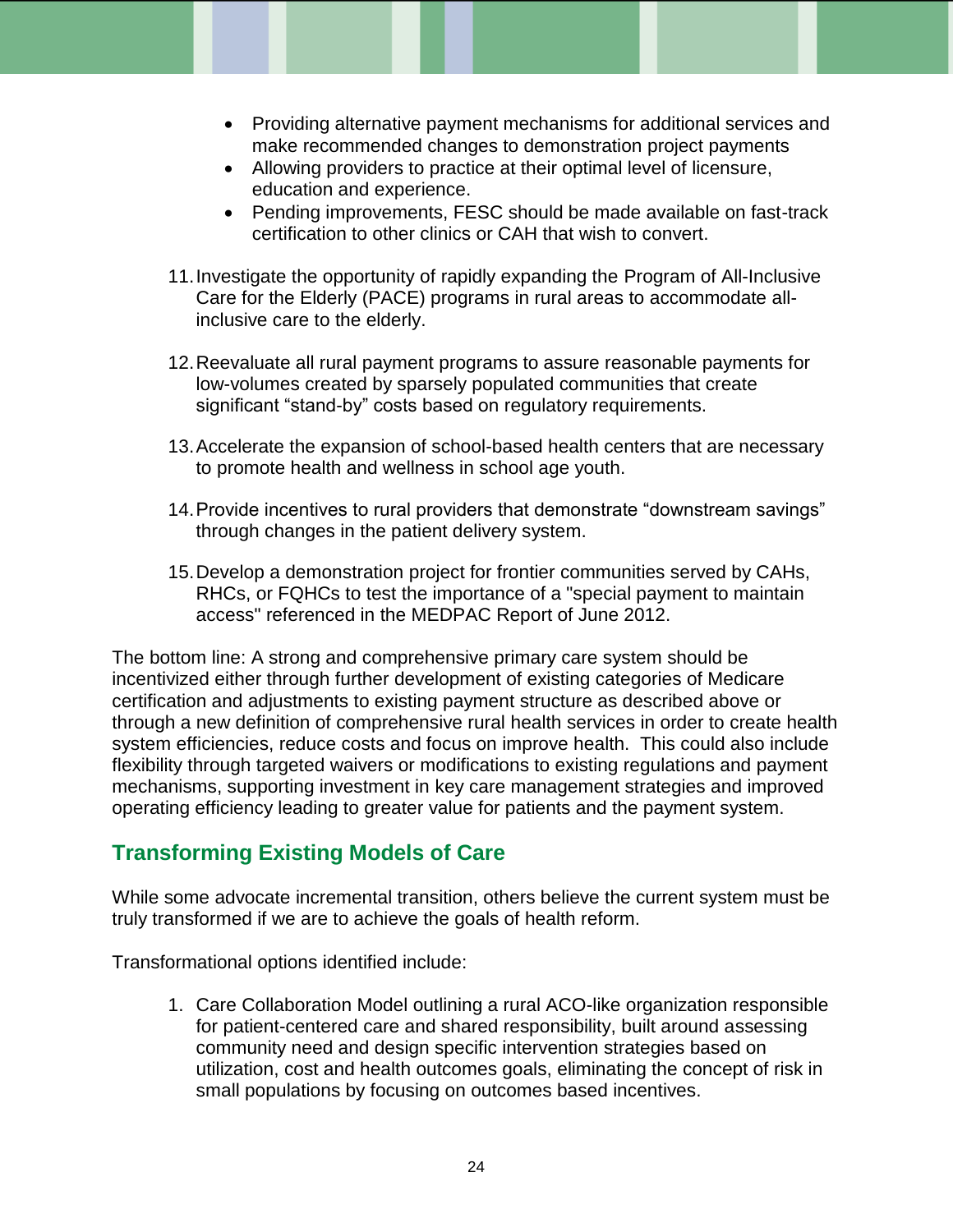- Providing alternative payment mechanisms for additional services and make recommended changes to demonstration project payments
- Allowing providers to practice at their optimal level of licensure, education and experience.
- Pending improvements, FESC should be made available on fast-track certification to other clinics or CAH that wish to convert.

11. Investigate the opportunity of rapidly expanding the Program of All-Inclusive Care for the Elderly (PACE) programs in rural areas to accommodate all-inclusive care to the elderly.

12. Reevaluate all rural payment programs to assure reasonable payments for low-volumes created by sparsely populated communities that create significant "stand-by" costs based on regulatory requirements.

13. Accelerate the expansion of school-based health centers that are necessary to promote health and wellness in school age youth.

14. Provide incentives to rural providers that demonstrate "downstream savings" through changes in the patient delivery system.

15. Develop a demonstration project for frontier communities served by CAHs, RHCs, or FQHCs to test the importance of a "special payment to maintain access" referenced in the MEDPAC Report of June 2012.

The bottom line: A strong and comprehensive primary care system should be incentivized either through further development of existing categories of Medicare certification and adjustments to existing payment structure as described above or through a new definition of comprehensive rural health services in order to create health system efficiencies, reduce costs and focus on improve health. This could also include flexibility through targeted waivers or modifications to existing regulations and payment mechanisms, supporting investment in key care management strategies and improved operating efficiency leading to greater value for patients and the payment system.

## Transforming Existing Models of Care

While some advocate incremental transition, others believe the current system must be truly transformed if we are to achieve the goals of health reform.

Transformational options identified include:

1. Care Collaboration Model outlining a rural ACO-like organization responsible for patient-centered care and shared responsibility, built around assessing community need and design specific intervention strategies based on utilization, cost and health outcomes goals, eliminating the concept of risk in small populations by focusing on outcomes based incentives.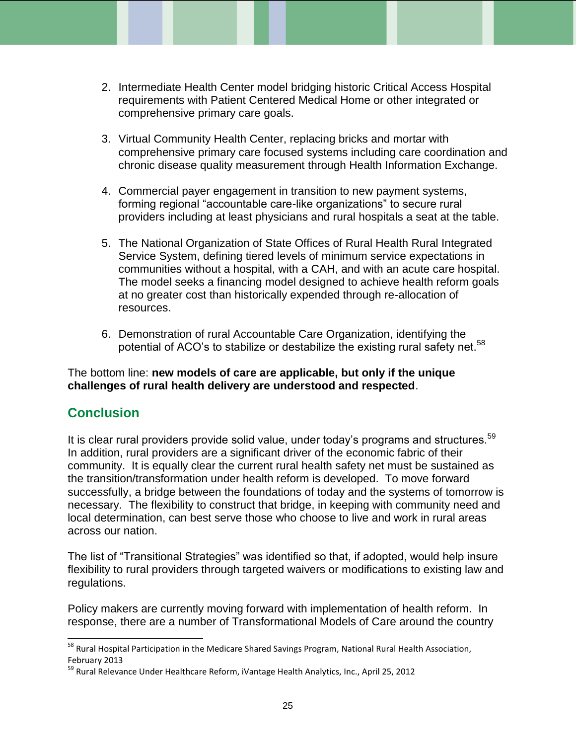2. Intermediate Health Center model bridging historic Critical Access Hospital requirements with Patient Centered Medical Home or other integrated or comprehensive primary care goals.

3. Virtual Community Health Center, replacing bricks and mortar with comprehensive primary care focused systems including care coordination and chronic disease quality measurement through Health Information Exchange.

4. Commercial payer engagement in transition to new payment systems, forming regional "accountable care-like organizations" to secure rural providers including at least physicians and rural hospitals a seat at the table.

5. The National Organization of State Offices of Rural Health Rural Integrated Service System, defining tiered levels of minimum service expectations in communities without a hospital, with a CAH, and with an acute care hospital. The model seeks a financing model designed to achieve health reform goals at no greater cost than historically expended through re-allocation of resources.

6. Demonstration of rural Accountable Care Organization, identifying the potential of ACO's to stabilize or destabilize the existing rural safety net.[58]

The bottom line: **new models of care are applicable, but only if the unique challenges of rural health delivery are understood and respected**.

## Conclusion

It is clear rural providers provide solid value, under today's programs and structures.[59] In addition, rural providers are a significant driver of the economic fabric of their community. It is equally clear the current rural health safety net must be sustained as the transition/transformation under health reform is developed. To move forward successfully, a bridge between the foundations of today and the systems of tomorrow is necessary. The flexibility to construct that bridge, in keeping with community need and local determination, can best serve those who choose to live and work in rural areas across our nation.

The list of "Transitional Strategies" was identified so that, if adopted, would help insure flexibility to rural providers through targeted waivers or modifications to existing law and regulations.

Policy makers are currently moving forward with implementation of health reform. In response, there are a number of Transformational Models of Care around the country

[58] Rural Hospital Participation in the Medicare Shared Savings Program, National Rural Health Association, February 2013

[59] Rural Relevance Under Healthcare Reform, iVantage Health Analytics, Inc., April 25, 2012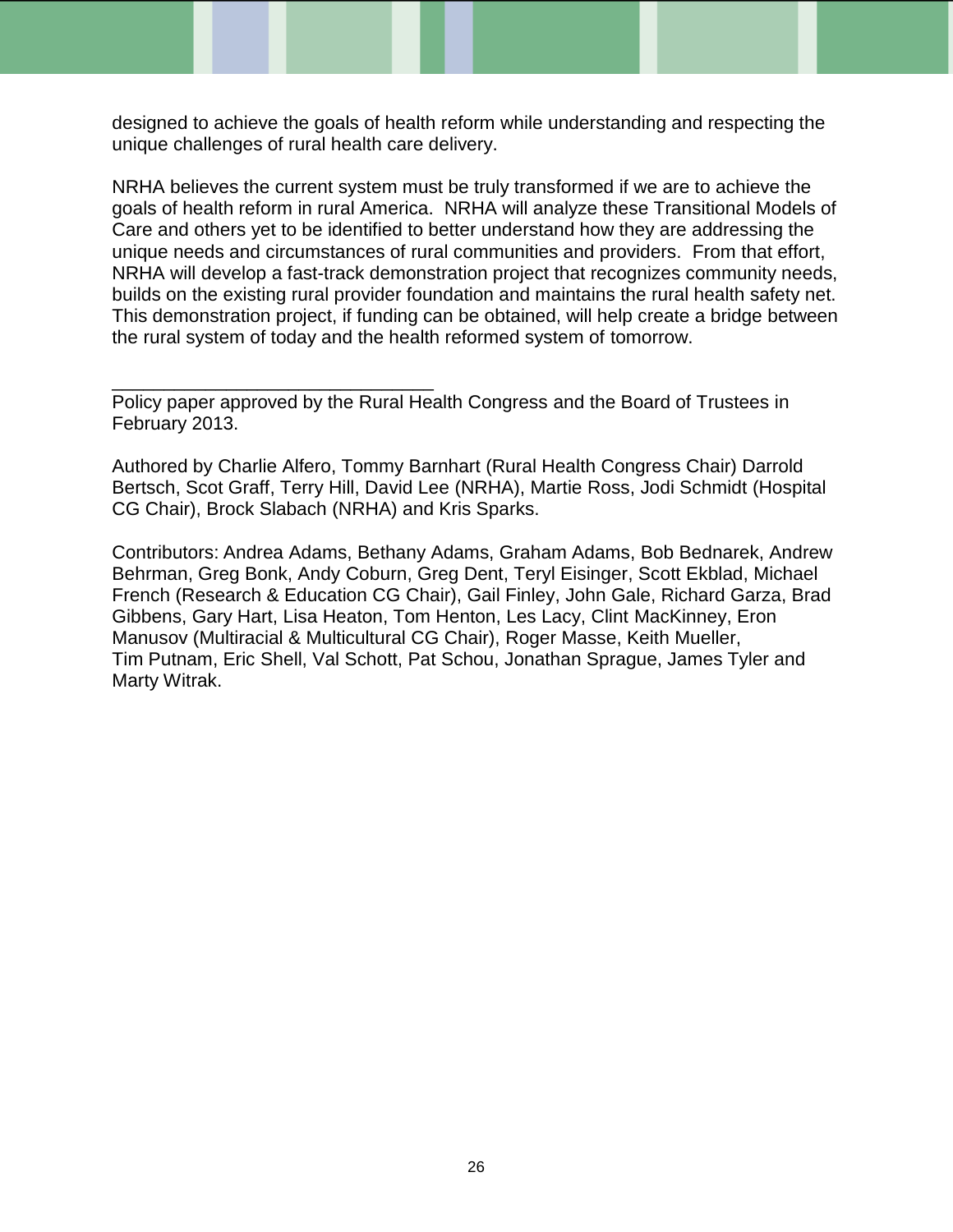designed to achieve the goals of health reform while understanding and respecting the unique challenges of rural health care delivery.

NRHA believes the current system must be truly transformed if we are to achieve the goals of health reform in rural America. NRHA will analyze these Transitional Models of Care and others yet to be identified to better understand how they are addressing the unique needs and circumstances of rural communities and providers. From that effort, NRHA will develop a fast-track demonstration project that recognizes community needs, builds on the existing rural provider foundation and maintains the rural health safety net. This demonstration project, if funding can be obtained, will help create a bridge between the rural system of today and the health reformed system of tomorrow.

______________________________

Policy paper approved by the Rural Health Congress and the Board of Trustees in February 2013.

Authored by Charlie Alfero, Tommy Barnhart (Rural Health Congress Chair) Darrold Bertsch, Scot Graff, Terry Hill, David Lee (NRHA), Martie Ross, Jodi Schmidt (Hospital CG Chair), Brock Slabach (NRHA) and Kris Sparks.

Contributors: Andrea Adams, Bethany Adams, Graham Adams, Bob Bednarek, Andrew Behrman, Greg Bonk, Andy Coburn, Greg Dent, Teryl Eisinger, Scott Ekblad, Michael French (Research & Education CG Chair), Gail Finley, John Gale, Richard Garza, Brad Gibbens, Gary Hart, Lisa Heaton, Tom Henton, Les Lacy, Clint MacKinney, Eron Manusov (Multiracial & Multicultural CG Chair), Roger Masse, Keith Mueller, Tim Putnam, Eric Shell, Val Schott, Pat Schou, Jonathan Sprague, James Tyler and Marty Witrak.